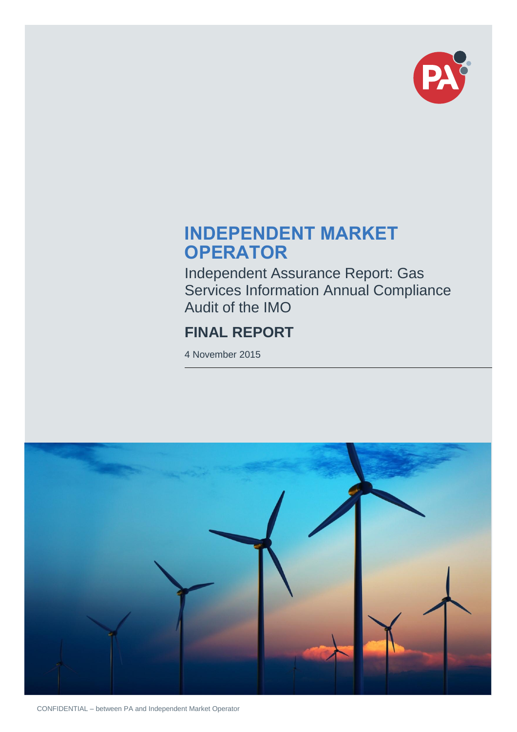# INDEPENDENT MARKET OPERATOR

## Independent Assurance Report: Gas Services Information Annual Compliance Audit of the IMO

## FINAL REPORT

4 November 2015

CONFIDENTIAL – between PA and Independent Market Operator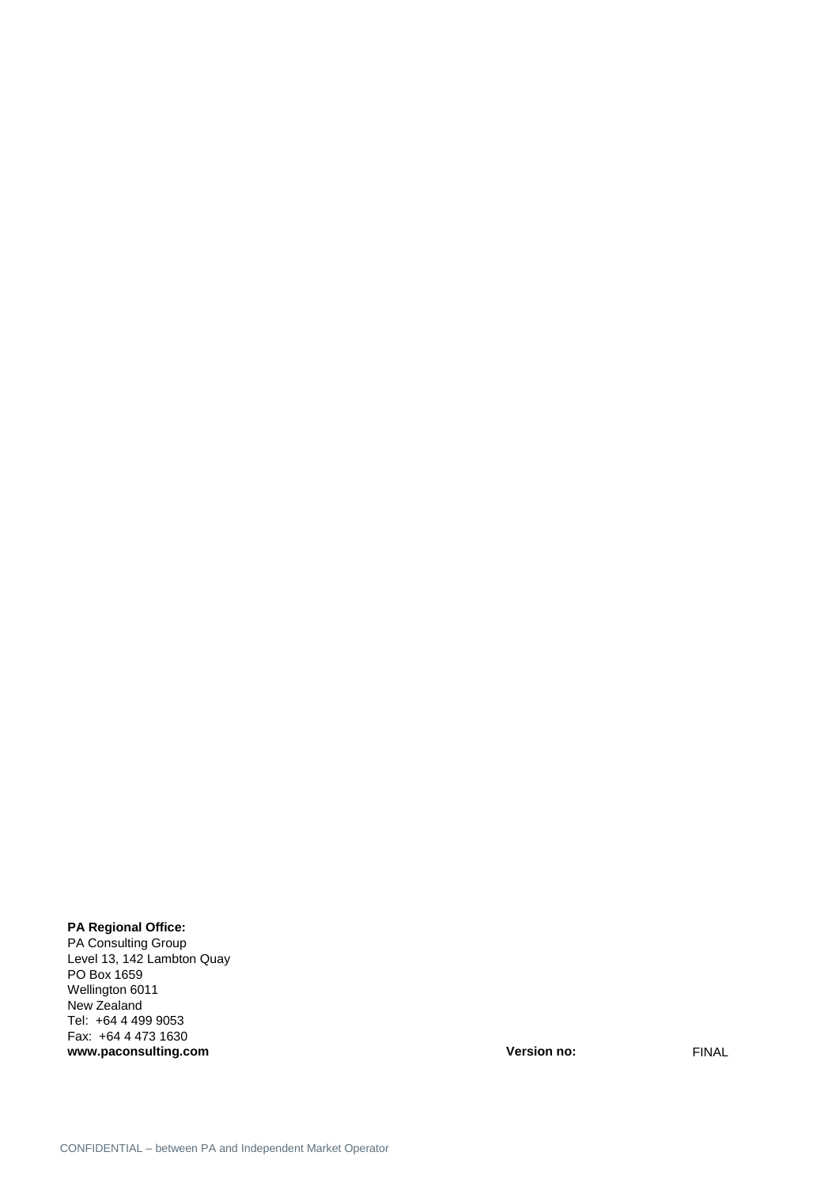**PA Regional Office:**
PA Consulting Group
Level 13, 142 Lambton Quay
PO Box 1659
Wellington 6011
New Zealand
Tel: +64 4 499 9053
Fax: +64 4 473 1630
**www.paconsulting.com**

**Version no:** FINAL

CONFIDENTIAL – between PA and Independent Market Operator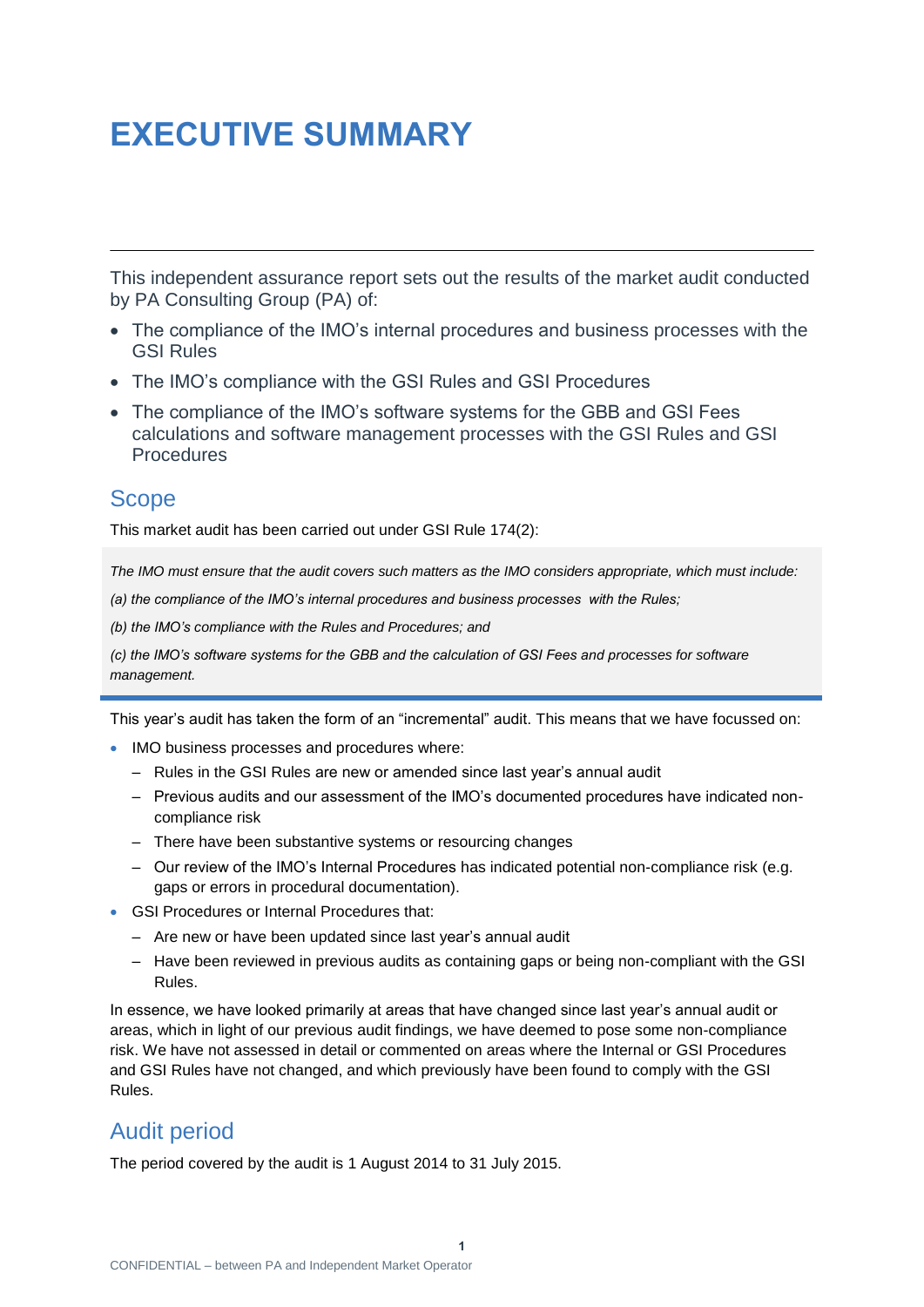# EXECUTIVE SUMMARY

This independent assurance report sets out the results of the market audit conducted by PA Consulting Group (PA) of:

- The compliance of the IMO's internal procedures and business processes with the GSI Rules
- The IMO's compliance with the GSI Rules and GSI Procedures
- The compliance of the IMO's software systems for the GBB and GSI Fees calculations and software management processes with the GSI Rules and GSI Procedures

## Scope

This market audit has been carried out under GSI Rule 174(2):

> *The IMO must ensure that the audit covers such matters as the IMO considers appropriate, which must include:*
>
> *(a) the compliance of the IMO's internal procedures and business processes with the Rules;*
>
> *(b) the IMO's compliance with the Rules and Procedures; and*
>
> *(c) the IMO's software systems for the GBB and the calculation of GSI Fees and processes for software management.*

This year's audit has taken the form of an "incremental" audit. This means that we have focussed on:

- IMO business processes and procedures where:
  - Rules in the GSI Rules are new or amended since last year's annual audit
  - Previous audits and our assessment of the IMO's documented procedures have indicated non-compliance risk
  - There have been substantive systems or resourcing changes
  - Our review of the IMO's Internal Procedures has indicated potential non-compliance risk (e.g. gaps or errors in procedural documentation).
- GSI Procedures or Internal Procedures that:
  - Are new or have been updated since last year's annual audit
  - Have been reviewed in previous audits as containing gaps or being non-compliant with the GSI Rules.

In essence, we have looked primarily at areas that have changed since last year's annual audit or areas, which in light of our previous audit findings, we have deemed to pose some non-compliance risk. We have not assessed in detail or commented on areas where the Internal or GSI Procedures and GSI Rules have not changed, and which previously have been found to comply with the GSI Rules.

## Audit period

The period covered by the audit is 1 August 2014 to 31 July 2015.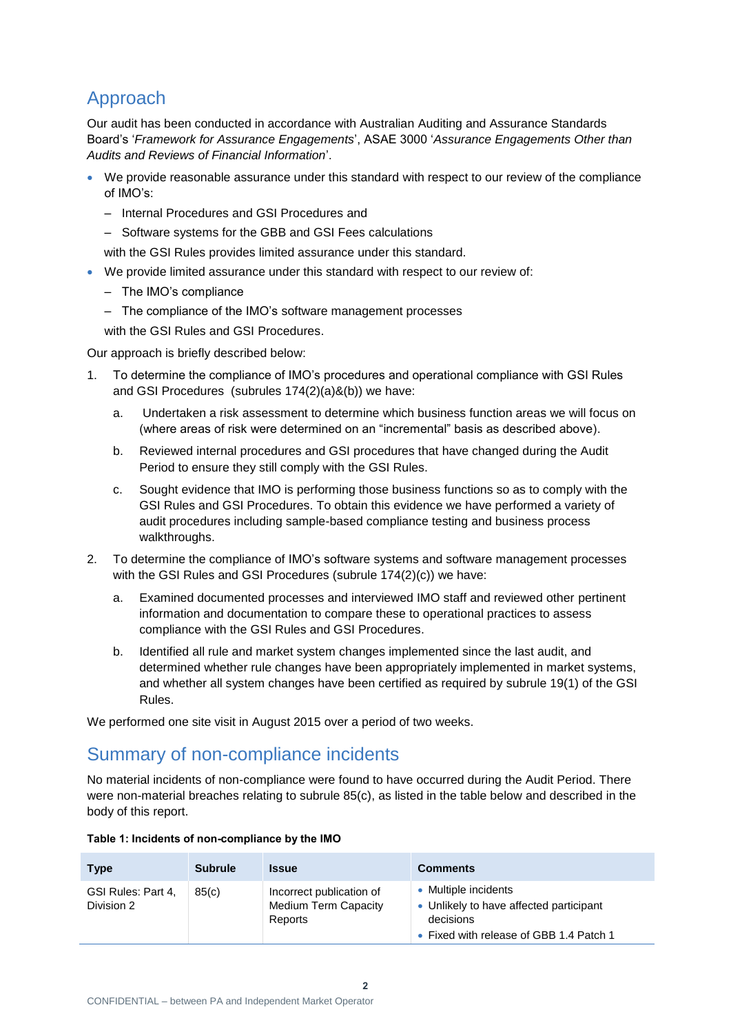## Approach

Our audit has been conducted in accordance with Australian Auditing and Assurance Standards Board's '*Framework for Assurance Engagements*', ASAE 3000 '*Assurance Engagements Other than Audits and Reviews of Financial Information*'.

- We provide reasonable assurance under this standard with respect to our review of the compliance of IMO's:
  - Internal Procedures and GSI Procedures and
  - Software systems for the GBB and GSI Fees calculations

  with the GSI Rules provides limited assurance under this standard.
- We provide limited assurance under this standard with respect to our review of:
  - The IMO's compliance
  - The compliance of the IMO's software management processes

  with the GSI Rules and GSI Procedures.

Our approach is briefly described below:

1. To determine the compliance of IMO's procedures and operational compliance with GSI Rules and GSI Procedures (subrules 174(2)(a)&(b)) we have:
   a. Undertaken a risk assessment to determine which business function areas we will focus on (where areas of risk were determined on an "incremental" basis as described above).
   b. Reviewed internal procedures and GSI procedures that have changed during the Audit Period to ensure they still comply with the GSI Rules.
   c. Sought evidence that IMO is performing those business functions so as to comply with the GSI Rules and GSI Procedures. To obtain this evidence we have performed a variety of audit procedures including sample-based compliance testing and business process walkthroughs.
2. To determine the compliance of IMO's software systems and software management processes with the GSI Rules and GSI Procedures (subrule 174(2)(c)) we have:
   a. Examined documented processes and interviewed IMO staff and reviewed other pertinent information and documentation to compare these to operational practices to assess compliance with the GSI Rules and GSI Procedures.
   b. Identified all rule and market system changes implemented since the last audit, and determined whether rule changes have been appropriately implemented in market systems, and whether all system changes have been certified as required by subrule 19(1) of the GSI Rules.

We performed one site visit in August 2015 over a period of two weeks.

## Summary of non-compliance incidents

No material incidents of non-compliance were found to have occurred during the Audit Period. There were non-material breaches relating to subrule 85(c), as listed in the table below and described in the body of this report.

**Table 1: Incidents of non-compliance by the IMO**

| Type | Subrule | Issue | Comments |
|---|---|---|---|
| GSI Rules: Part 4, Division 2 | 85(c) | Incorrect publication of Medium Term Capacity Reports | • Multiple incidents<br>• Unlikely to have affected participant decisions<br>• Fixed with release of GBB 1.4 Patch 1 |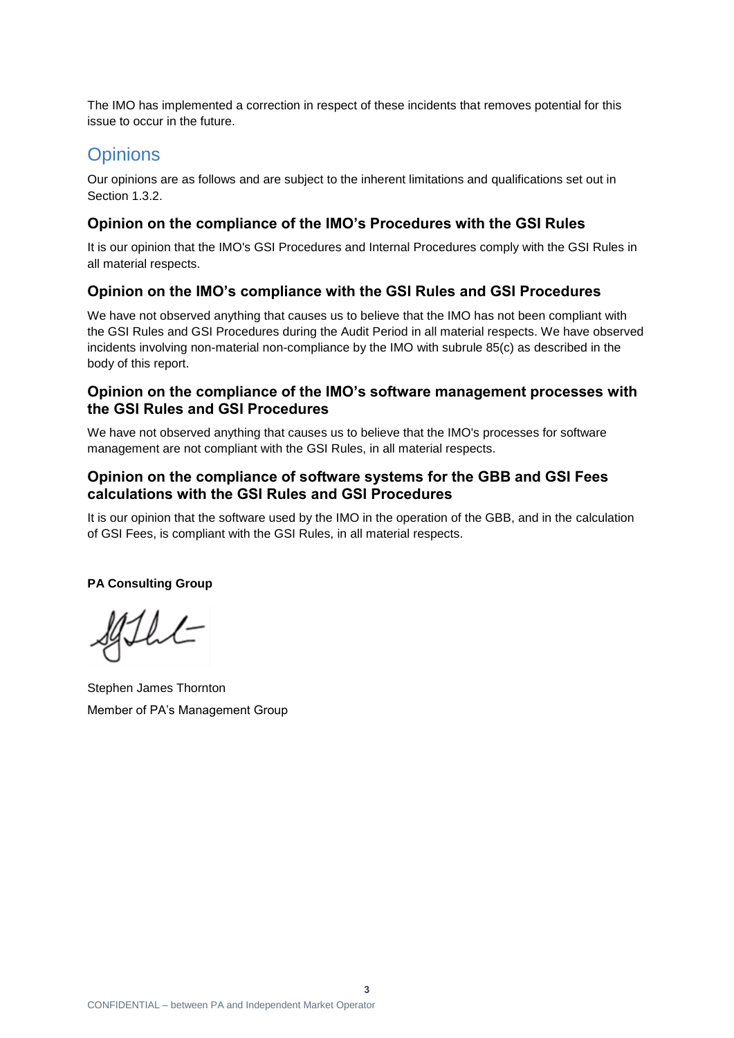The IMO has implemented a correction in respect of these incidents that removes potential for this issue to occur in the future.

## Opinions

Our opinions are as follows and are subject to the inherent limitations and qualifications set out in Section 1.3.2.

### Opinion on the compliance of the IMO's Procedures with the GSI Rules

It is our opinion that the IMO's GSI Procedures and Internal Procedures comply with the GSI Rules in all material respects.

### Opinion on the IMO's compliance with the GSI Rules and GSI Procedures

We have not observed anything that causes us to believe that the IMO has not been compliant with the GSI Rules and GSI Procedures during the Audit Period in all material respects. We have observed incidents involving non-material non-compliance by the IMO with subrule 85(c) as described in the body of this report.

### Opinion on the compliance of the IMO's software management processes with the GSI Rules and GSI Procedures

We have not observed anything that causes us to believe that the IMO's processes for software management are not compliant with the GSI Rules, in all material respects.

### Opinion on the compliance of software systems for the GBB and GSI Fees calculations with the GSI Rules and GSI Procedures

It is our opinion that the software used by the IMO in the operation of the GBB, and in the calculation of GSI Fees, is compliant with the GSI Rules, in all material respects.

**PA Consulting Group**

Stephen James Thornton

Member of PA's Management Group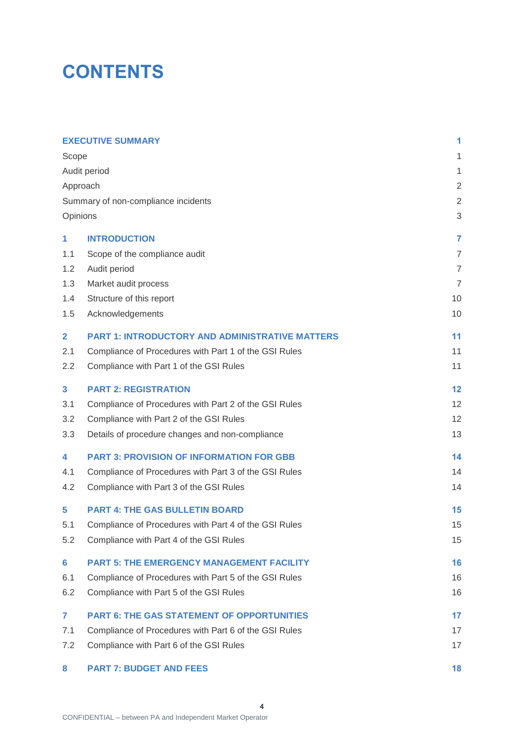# CONTENTS

| | | |
|---|---|---|
| **EXECUTIVE SUMMARY** | | **1** |
| Scope | | 1 |
| Audit period | | 1 |
| Approach | | 2 |
| Summary of non-compliance incidents | | 2 |
| Opinions | | 3 |
| **1** | **INTRODUCTION** | **7** |
| 1.1 | Scope of the compliance audit | 7 |
| 1.2 | Audit period | 7 |
| 1.3 | Market audit process | 7 |
| 1.4 | Structure of this report | 10 |
| 1.5 | Acknowledgements | 10 |
| **2** | **PART 1: INTRODUCTORY AND ADMINISTRATIVE MATTERS** | **11** |
| 2.1 | Compliance of Procedures with Part 1 of the GSI Rules | 11 |
| 2.2 | Compliance with Part 1 of the GSI Rules | 11 |
| **3** | **PART 2: REGISTRATION** | **12** |
| 3.1 | Compliance of Procedures with Part 2 of the GSI Rules | 12 |
| 3.2 | Compliance with Part 2 of the GSI Rules | 12 |
| 3.3 | Details of procedure changes and non-compliance | 13 |
| **4** | **PART 3: PROVISION OF INFORMATION FOR GBB** | **14** |
| 4.1 | Compliance of Procedures with Part 3 of the GSI Rules | 14 |
| 4.2 | Compliance with Part 3 of the GSI Rules | 14 |
| **5** | **PART 4: THE GAS BULLETIN BOARD** | **15** |
| 5.1 | Compliance of Procedures with Part 4 of the GSI Rules | 15 |
| 5.2 | Compliance with Part 4 of the GSI Rules | 15 |
| **6** | **PART 5: THE EMERGENCY MANAGEMENT FACILITY** | **16** |
| 6.1 | Compliance of Procedures with Part 5 of the GSI Rules | 16 |
| 6.2 | Compliance with Part 5 of the GSI Rules | 16 |
| **7** | **PART 6: THE GAS STATEMENT OF OPPORTUNITIES** | **17** |
| 7.1 | Compliance of Procedures with Part 6 of the GSI Rules | 17 |
| 7.2 | Compliance with Part 6 of the GSI Rules | 17 |
| **8** | **PART 7: BUDGET AND FEES** | **18** |

CONFIDENTIAL – between PA and Independent Market Operator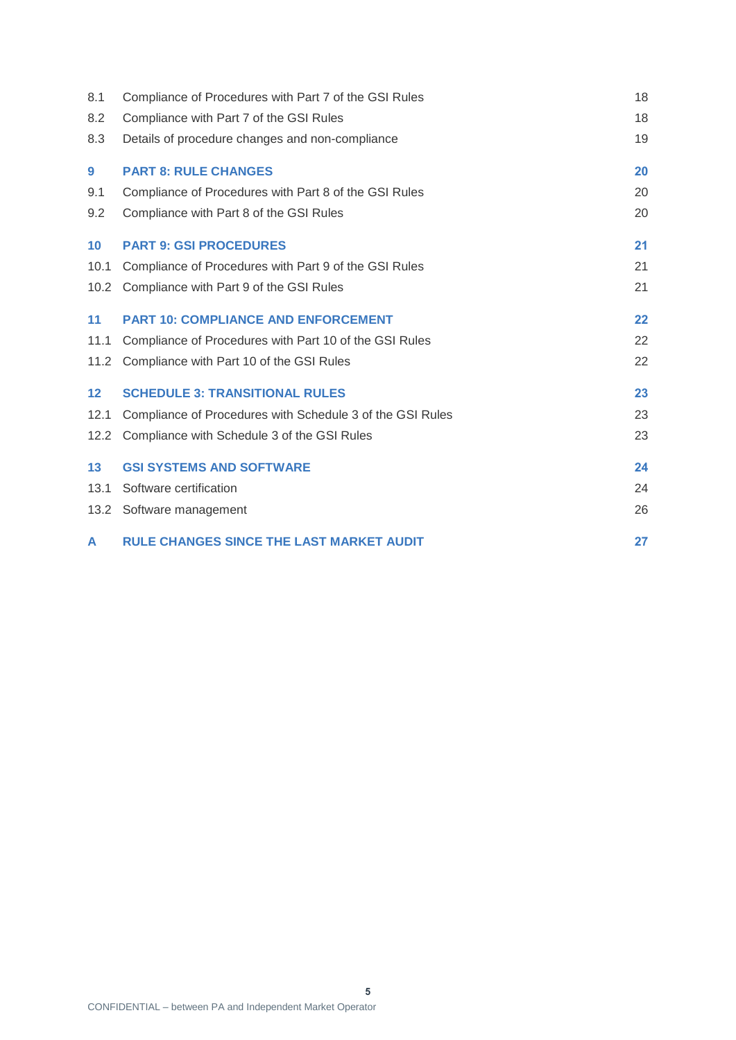| | | |
|---|---|---|
| 8.1 | Compliance of Procedures with Part 7 of the GSI Rules | 18 |
| 8.2 | Compliance with Part 7 of the GSI Rules | 18 |
| 8.3 | Details of procedure changes and non-compliance | 19 |
| **9** | **PART 8: RULE CHANGES** | **20** |
| 9.1 | Compliance of Procedures with Part 8 of the GSI Rules | 20 |
| 9.2 | Compliance with Part 8 of the GSI Rules | 20 |
| **10** | **PART 9: GSI PROCEDURES** | **21** |
| 10.1 | Compliance of Procedures with Part 9 of the GSI Rules | 21 |
| 10.2 | Compliance with Part 9 of the GSI Rules | 21 |
| **11** | **PART 10: COMPLIANCE AND ENFORCEMENT** | **22** |
| 11.1 | Compliance of Procedures with Part 10 of the GSI Rules | 22 |
| 11.2 | Compliance with Part 10 of the GSI Rules | 22 |
| **12** | **SCHEDULE 3: TRANSITIONAL RULES** | **23** |
| 12.1 | Compliance of Procedures with Schedule 3 of the GSI Rules | 23 |
| 12.2 | Compliance with Schedule 3 of the GSI Rules | 23 |
| **13** | **GSI SYSTEMS AND SOFTWARE** | **24** |
| 13.1 | Software certification | 24 |
| 13.2 | Software management | 26 |
| **A** | **RULE CHANGES SINCE THE LAST MARKET AUDIT** | **27** |

CONFIDENTIAL – between PA and Independent Market Operator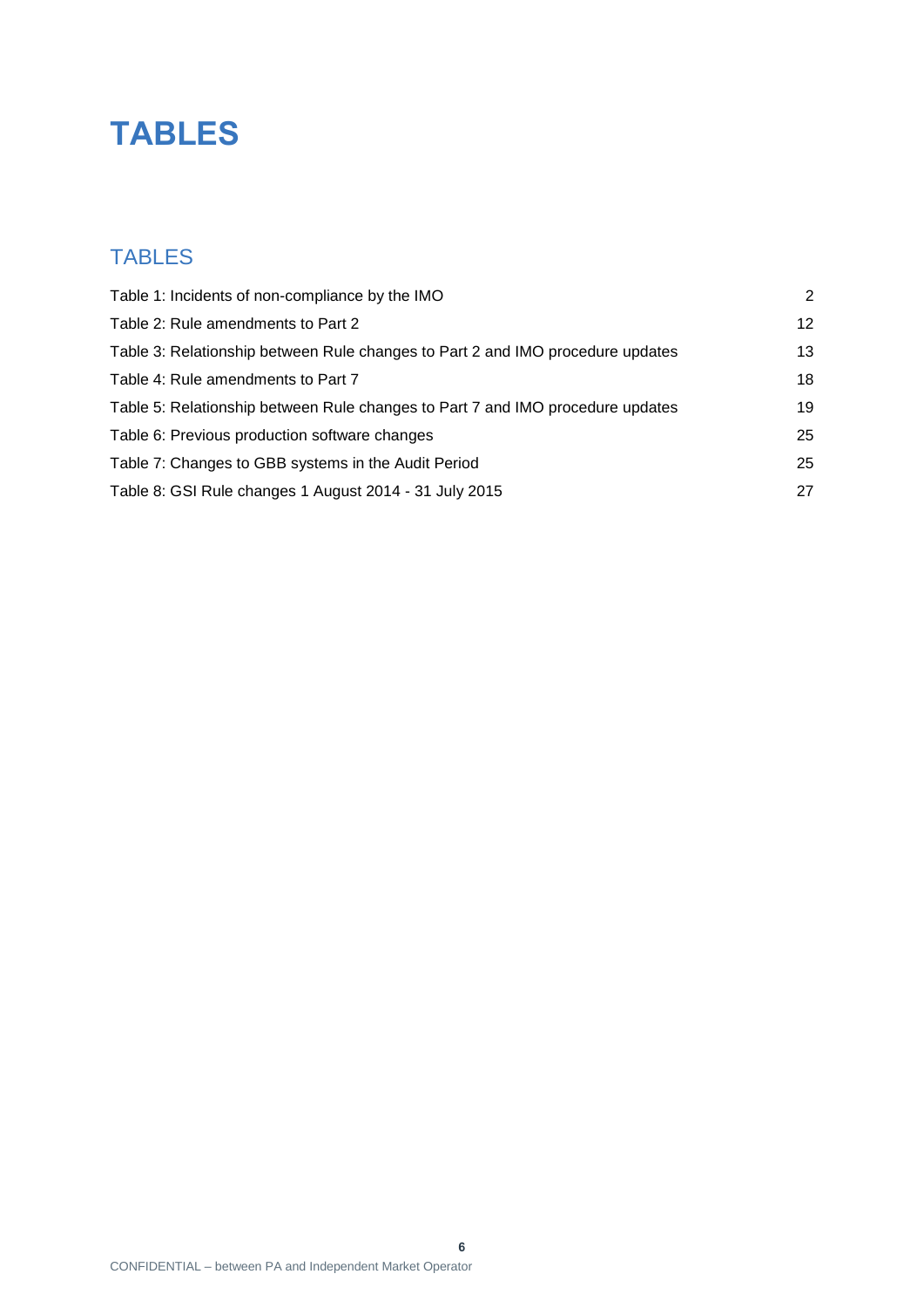# TABLES

## TABLES

| | |
|---|---|
| Table 1: Incidents of non-compliance by the IMO | 2 |
| Table 2: Rule amendments to Part 2 | 12 |
| Table 3: Relationship between Rule changes to Part 2 and IMO procedure updates | 13 |
| Table 4: Rule amendments to Part 7 | 18 |
| Table 5: Relationship between Rule changes to Part 7 and IMO procedure updates | 19 |
| Table 6: Previous production software changes | 25 |
| Table 7: Changes to GBB systems in the Audit Period | 25 |
| Table 8: GSI Rule changes 1 August 2014 - 31 July 2015 | 27 |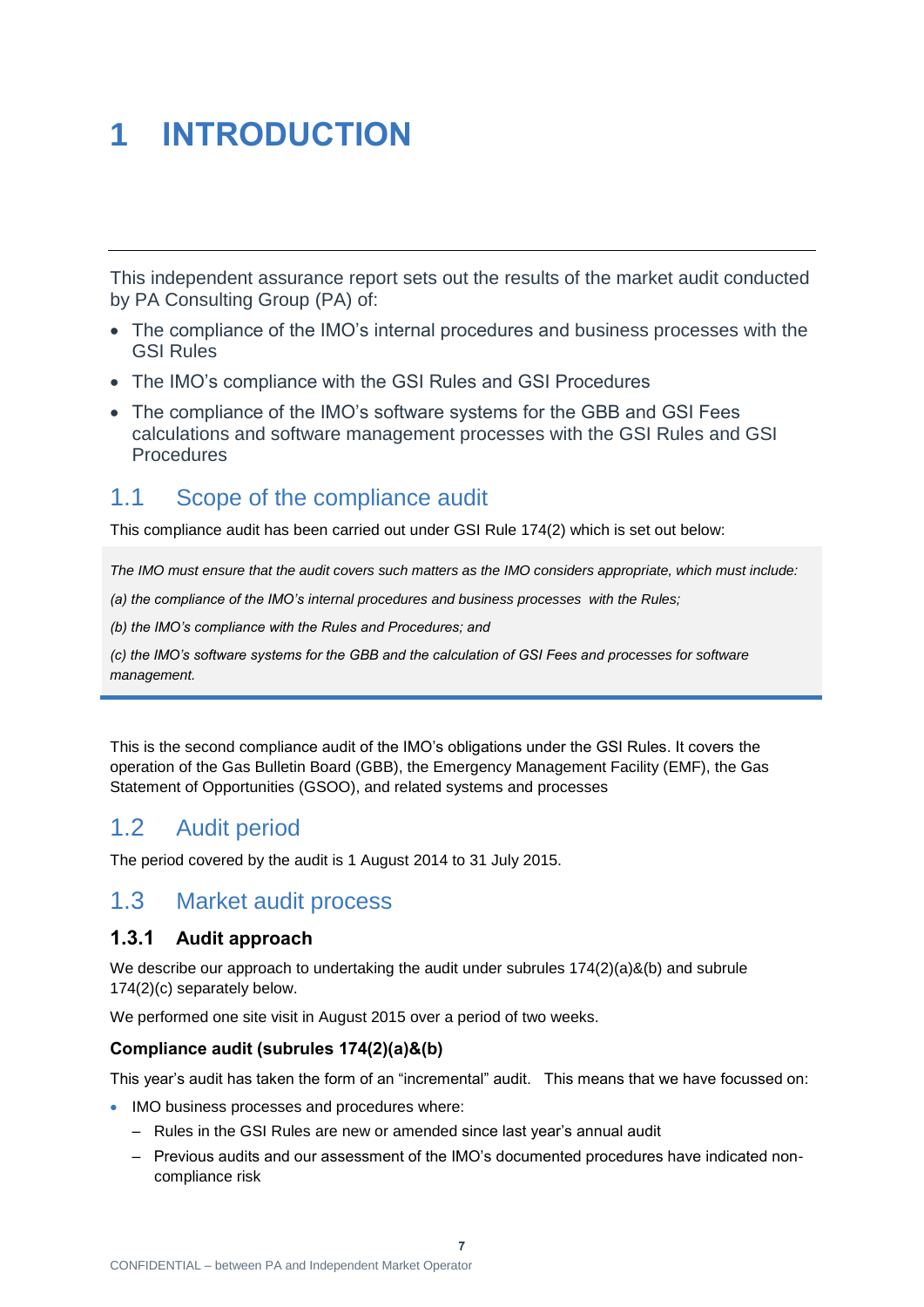# 1 INTRODUCTION

This independent assurance report sets out the results of the market audit conducted by PA Consulting Group (PA) of:

- The compliance of the IMO's internal procedures and business processes with the GSI Rules
- The IMO's compliance with the GSI Rules and GSI Procedures
- The compliance of the IMO's software systems for the GBB and GSI Fees calculations and software management processes with the GSI Rules and GSI Procedures

## 1.1 Scope of the compliance audit

This compliance audit has been carried out under GSI Rule 174(2) which is set out below:

> *The IMO must ensure that the audit covers such matters as the IMO considers appropriate, which must include:*
>
> *(a) the compliance of the IMO's internal procedures and business processes with the Rules;*
>
> *(b) the IMO's compliance with the Rules and Procedures; and*
>
> *(c) the IMO's software systems for the GBB and the calculation of GSI Fees and processes for software management.*

This is the second compliance audit of the IMO's obligations under the GSI Rules. It covers the operation of the Gas Bulletin Board (GBB), the Emergency Management Facility (EMF), the Gas Statement of Opportunities (GSOO), and related systems and processes

## 1.2 Audit period

The period covered by the audit is 1 August 2014 to 31 July 2015.

## 1.3 Market audit process

### 1.3.1 Audit approach

We describe our approach to undertaking the audit under subrules 174(2)(a)&(b) and subrule 174(2)(c) separately below.

We performed one site visit in August 2015 over a period of two weeks.

**Compliance audit (subrules 174(2)(a)&(b)**

This year's audit has taken the form of an "incremental" audit. This means that we have focussed on:

- IMO business processes and procedures where:
  - Rules in the GSI Rules are new or amended since last year's annual audit
  - Previous audits and our assessment of the IMO's documented procedures have indicated non-compliance risk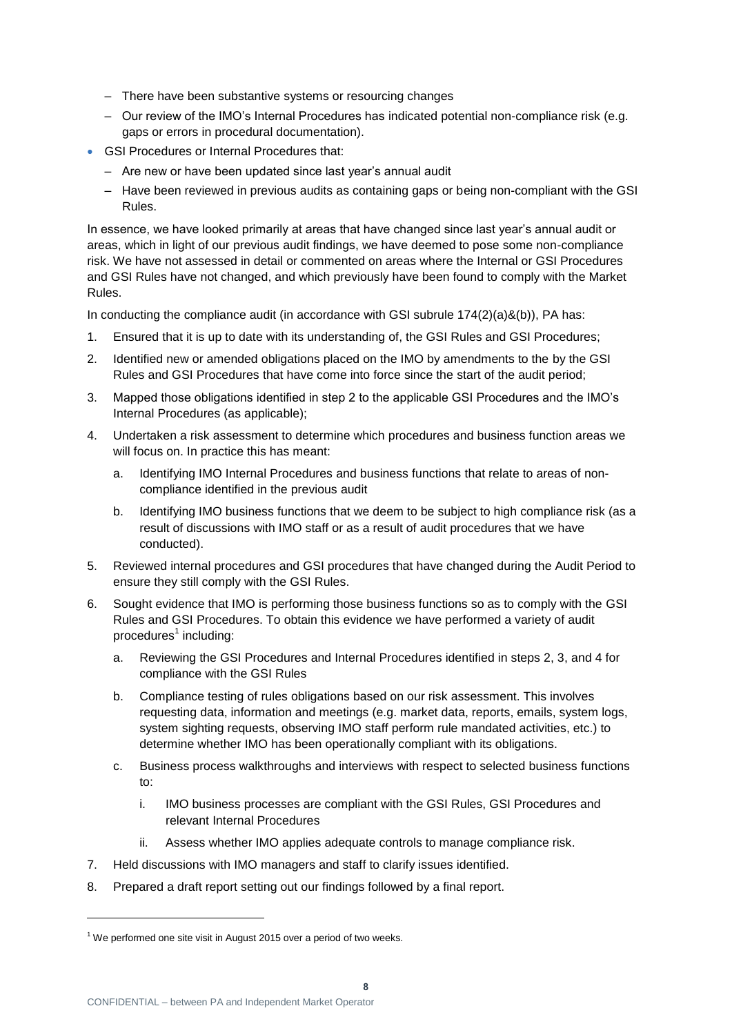- There have been substantive systems or resourcing changes
  - Our review of the IMO's Internal Procedures has indicated potential non-compliance risk (e.g. gaps or errors in procedural documentation).
- GSI Procedures or Internal Procedures that:
  - Are new or have been updated since last year's annual audit
  - Have been reviewed in previous audits as containing gaps or being non-compliant with the GSI Rules.

In essence, we have looked primarily at areas that have changed since last year's annual audit or areas, which in light of our previous audit findings, we have deemed to pose some non-compliance risk. We have not assessed in detail or commented on areas where the Internal or GSI Procedures and GSI Rules have not changed, and which previously have been found to comply with the Market Rules.

In conducting the compliance audit (in accordance with GSI subrule 174(2)(a)&(b)), PA has:

1. Ensured that it is up to date with its understanding of, the GSI Rules and GSI Procedures;
2. Identified new or amended obligations placed on the IMO by amendments to the by the GSI Rules and GSI Procedures that have come into force since the start of the audit period;
3. Mapped those obligations identified in step 2 to the applicable GSI Procedures and the IMO's Internal Procedures (as applicable);
4. Undertaken a risk assessment to determine which procedures and business function areas we will focus on. In practice this has meant:
   a. Identifying IMO Internal Procedures and business functions that relate to areas of non-compliance identified in the previous audit
   b. Identifying IMO business functions that we deem to be subject to high compliance risk (as a result of discussions with IMO staff or as a result of audit procedures that we have conducted).
5. Reviewed internal procedures and GSI procedures that have changed during the Audit Period to ensure they still comply with the GSI Rules.
6. Sought evidence that IMO is performing those business functions so as to comply with the GSI Rules and GSI Procedures. To obtain this evidence we have performed a variety of audit procedures[1] including:
   a. Reviewing the GSI Procedures and Internal Procedures identified in steps 2, 3, and 4 for compliance with the GSI Rules
   b. Compliance testing of rules obligations based on our risk assessment. This involves requesting data, information and meetings (e.g. market data, reports, emails, system logs, system sighting requests, observing IMO staff perform rule mandated activities, etc.) to determine whether IMO has been operationally compliant with its obligations.
   c. Business process walkthroughs and interviews with respect to selected business functions to:
      i. IMO business processes are compliant with the GSI Rules, GSI Procedures and relevant Internal Procedures
      ii. Assess whether IMO applies adequate controls to manage compliance risk.
7. Held discussions with IMO managers and staff to clarify issues identified.
8. Prepared a draft report setting out our findings followed by a final report.

[1] We performed one site visit in August 2015 over a period of two weeks.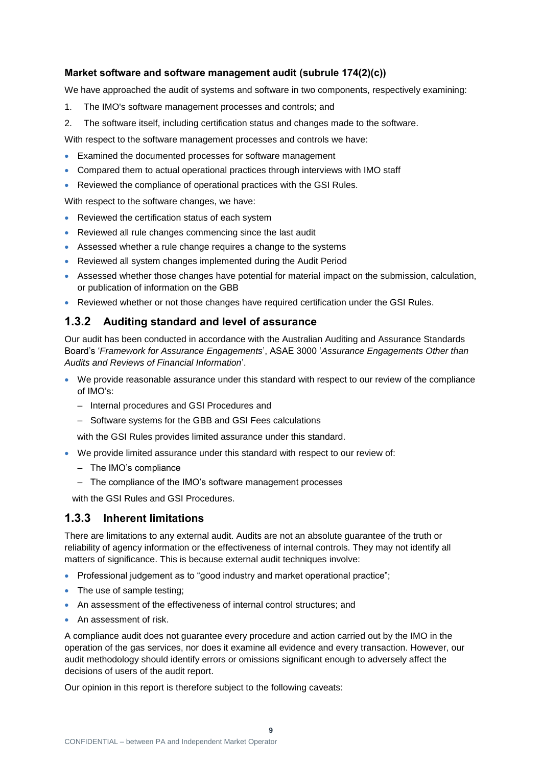**Market software and software management audit (subrule 174(2)(c))**

We have approached the audit of systems and software in two components, respectively examining:

1. The IMO's software management processes and controls; and
2. The software itself, including certification status and changes made to the software.

With respect to the software management processes and controls we have:

- Examined the documented processes for software management
- Compared them to actual operational practices through interviews with IMO staff
- Reviewed the compliance of operational practices with the GSI Rules.

With respect to the software changes, we have:

- Reviewed the certification status of each system
- Reviewed all rule changes commencing since the last audit
- Assessed whether a rule change requires a change to the systems
- Reviewed all system changes implemented during the Audit Period
- Assessed whether those changes have potential for material impact on the submission, calculation, or publication of information on the GBB
- Reviewed whether or not those changes have required certification under the GSI Rules.

## 1.3.2 Auditing standard and level of assurance

Our audit has been conducted in accordance with the Australian Auditing and Assurance Standards Board's '*Framework for Assurance Engagements*', ASAE 3000 '*Assurance Engagements Other than Audits and Reviews of Financial Information*'.

- We provide reasonable assurance under this standard with respect to our review of the compliance of IMO's:
  - Internal procedures and GSI Procedures and
  - Software systems for the GBB and GSI Fees calculations

  with the GSI Rules provides limited assurance under this standard.
- We provide limited assurance under this standard with respect to our review of:
  - The IMO's compliance
  - The compliance of the IMO's software management processes

  with the GSI Rules and GSI Procedures.

## 1.3.3 Inherent limitations

There are limitations to any external audit. Audits are not an absolute guarantee of the truth or reliability of agency information or the effectiveness of internal controls. They may not identify all matters of significance. This is because external audit techniques involve:

- Professional judgement as to "good industry and market operational practice";
- The use of sample testing;
- An assessment of the effectiveness of internal control structures; and
- An assessment of risk.

A compliance audit does not guarantee every procedure and action carried out by the IMO in the operation of the gas services, nor does it examine all evidence and every transaction. However, our audit methodology should identify errors or omissions significant enough to adversely affect the decisions of users of the audit report.

Our opinion in this report is therefore subject to the following caveats: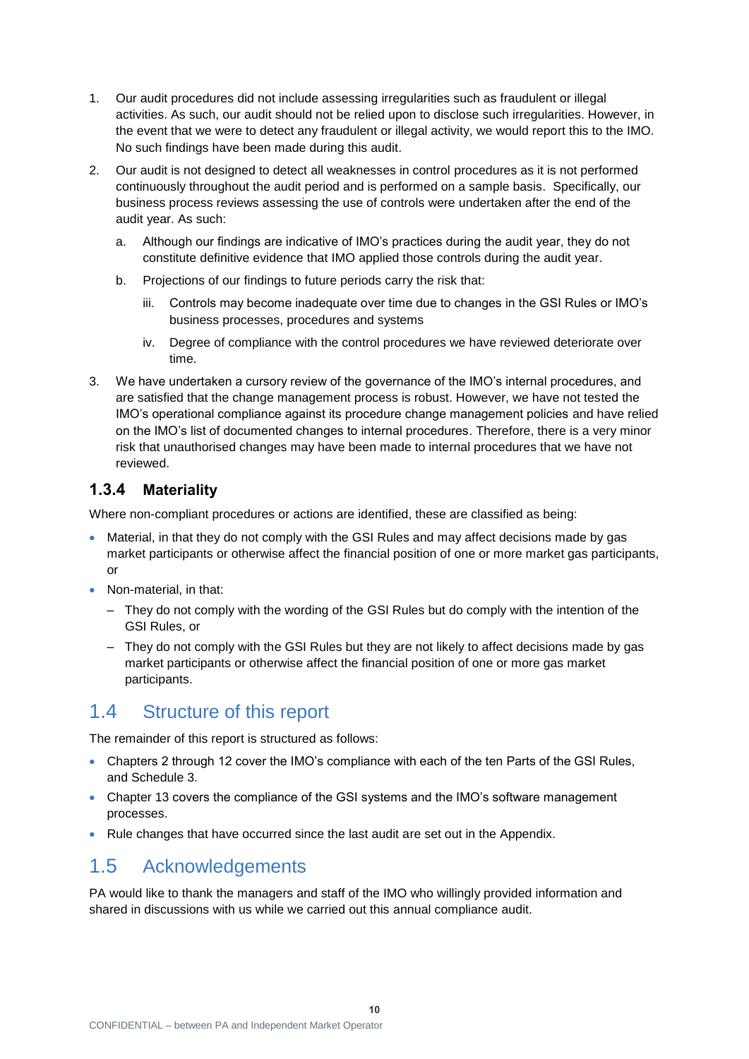1. Our audit procedures did not include assessing irregularities such as fraudulent or illegal activities. As such, our audit should not be relied upon to disclose such irregularities. However, in the event that we were to detect any fraudulent or illegal activity, we would report this to the IMO. No such findings have been made during this audit.
2. Our audit is not designed to detect all weaknesses in control procedures as it is not performed continuously throughout the audit period and is performed on a sample basis. Specifically, our business process reviews assessing the use of controls were undertaken after the end of the audit year. As such:
   a. Although our findings are indicative of IMO's practices during the audit year, they do not constitute definitive evidence that IMO applied those controls during the audit year.
   b. Projections of our findings to future periods carry the risk that:
      iii. Controls may become inadequate over time due to changes in the GSI Rules or IMO's business processes, procedures and systems
      iv. Degree of compliance with the control procedures we have reviewed deteriorate over time.
3. We have undertaken a cursory review of the governance of the IMO's internal procedures, and are satisfied that the change management process is robust. However, we have not tested the IMO's operational compliance against its procedure change management policies and have relied on the IMO's list of documented changes to internal procedures. Therefore, there is a very minor risk that unauthorised changes may have been made to internal procedures that we have not reviewed.

### 1.3.4 Materiality

Where non-compliant procedures or actions are identified, these are classified as being:

- Material, in that they do not comply with the GSI Rules and may affect decisions made by gas market participants or otherwise affect the financial position of one or more market gas participants, or
- Non-material, in that:
  - They do not comply with the wording of the GSI Rules but do comply with the intention of the GSI Rules, or
  - They do not comply with the GSI Rules but they are not likely to affect decisions made by gas market participants or otherwise affect the financial position of one or more gas market participants.

## 1.4 Structure of this report

The remainder of this report is structured as follows:

- Chapters 2 through 12 cover the IMO's compliance with each of the ten Parts of the GSI Rules, and Schedule 3.
- Chapter 13 covers the compliance of the GSI systems and the IMO's software management processes.
- Rule changes that have occurred since the last audit are set out in the Appendix.

## 1.5 Acknowledgements

PA would like to thank the managers and staff of the IMO who willingly provided information and shared in discussions with us while we carried out this annual compliance audit.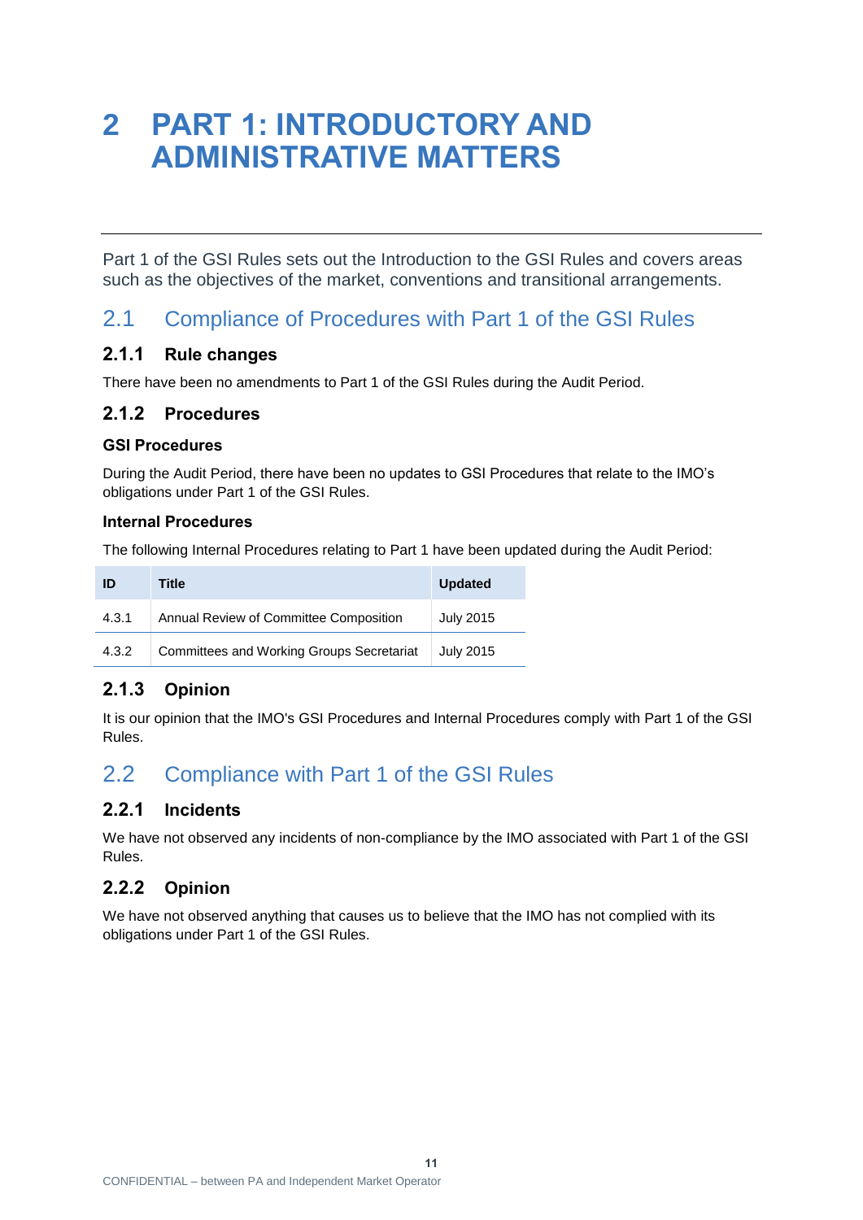# 2 PART 1: INTRODUCTORY AND ADMINISTRATIVE MATTERS

Part 1 of the GSI Rules sets out the Introduction to the GSI Rules and covers areas such as the objectives of the market, conventions and transitional arrangements.

## 2.1 Compliance of Procedures with Part 1 of the GSI Rules

### 2.1.1 Rule changes

There have been no amendments to Part 1 of the GSI Rules during the Audit Period.

### 2.1.2 Procedures

**GSI Procedures**

During the Audit Period, there have been no updates to GSI Procedures that relate to the IMO's obligations under Part 1 of the GSI Rules.

**Internal Procedures**

The following Internal Procedures relating to Part 1 have been updated during the Audit Period:

| ID | Title | Updated |
|---|---|---|
| 4.3.1 | Annual Review of Committee Composition | July 2015 |
| 4.3.2 | Committees and Working Groups Secretariat | July 2015 |

### 2.1.3 Opinion

It is our opinion that the IMO's GSI Procedures and Internal Procedures comply with Part 1 of the GSI Rules.

## 2.2 Compliance with Part 1 of the GSI Rules

### 2.2.1 Incidents

We have not observed any incidents of non-compliance by the IMO associated with Part 1 of the GSI Rules.

### 2.2.2 Opinion

We have not observed anything that causes us to believe that the IMO has not complied with its obligations under Part 1 of the GSI Rules.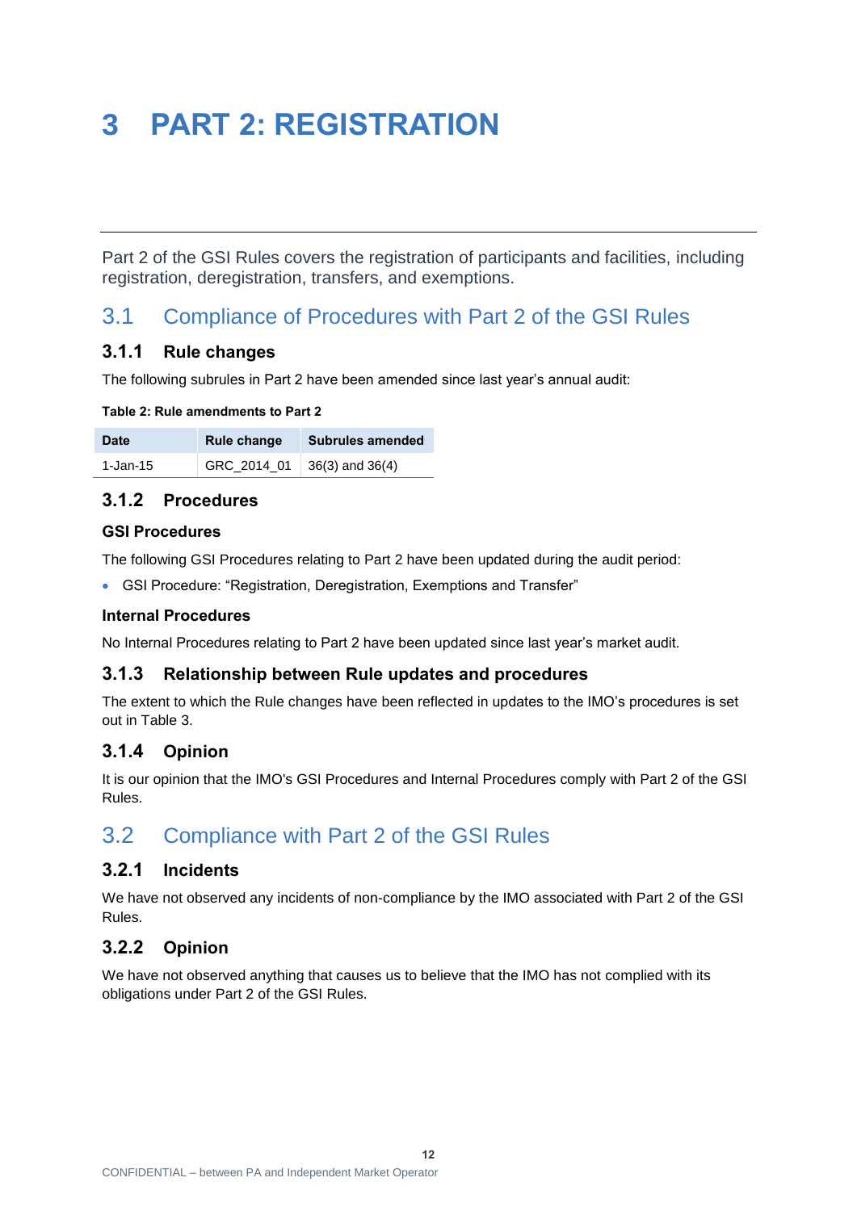# 3 PART 2: REGISTRATION

Part 2 of the GSI Rules covers the registration of participants and facilities, including registration, deregistration, transfers, and exemptions.

## 3.1 Compliance of Procedures with Part 2 of the GSI Rules

### 3.1.1 Rule changes

The following subrules in Part 2 have been amended since last year's annual audit:

**Table 2: Rule amendments to Part 2**

| Date | Rule change | Subrules amended |
|---|---|---|
| 1-Jan-15 | GRC_2014_01 | 36(3) and 36(4) |

### 3.1.2 Procedures

**GSI Procedures**

The following GSI Procedures relating to Part 2 have been updated during the audit period:

- GSI Procedure: "Registration, Deregistration, Exemptions and Transfer"

**Internal Procedures**

No Internal Procedures relating to Part 2 have been updated since last year's market audit.

### 3.1.3 Relationship between Rule updates and procedures

The extent to which the Rule changes have been reflected in updates to the IMO's procedures is set out in Table 3.

### 3.1.4 Opinion

It is our opinion that the IMO's GSI Procedures and Internal Procedures comply with Part 2 of the GSI Rules.

## 3.2 Compliance with Part 2 of the GSI Rules

### 3.2.1 Incidents

We have not observed any incidents of non-compliance by the IMO associated with Part 2 of the GSI Rules.

### 3.2.2 Opinion

We have not observed anything that causes us to believe that the IMO has not complied with its obligations under Part 2 of the GSI Rules.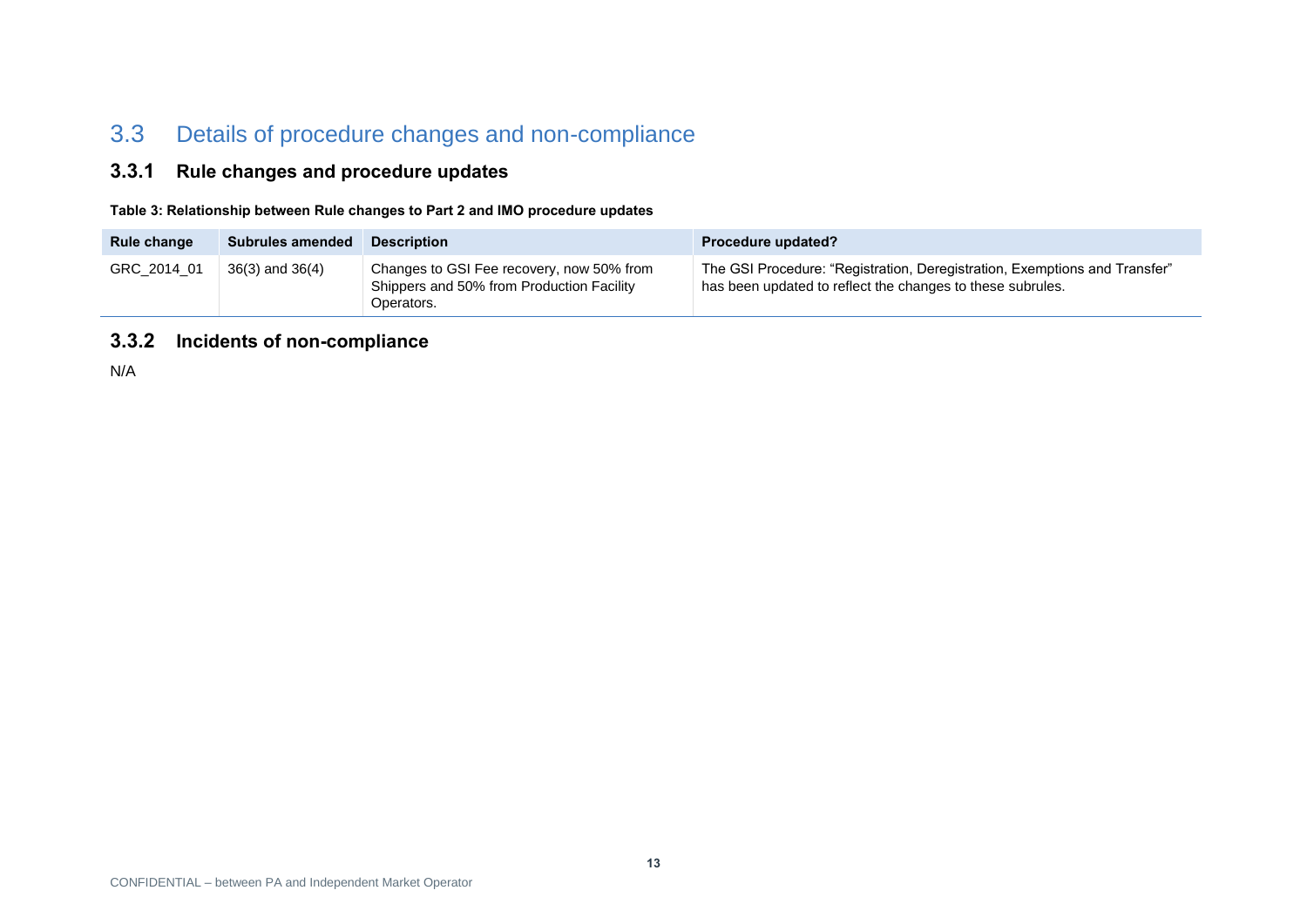## 3.3 Details of procedure changes and non-compliance

### 3.3.1 Rule changes and procedure updates

**Table 3: Relationship between Rule changes to Part 2 and IMO procedure updates**

| Rule change | Subrules amended | Description | Procedure updated? |
|---|---|---|---|
| GRC_2014_01 | 36(3) and 36(4) | Changes to GSI Fee recovery, now 50% from Shippers and 50% from Production Facility Operators. | The GSI Procedure: "Registration, Deregistration, Exemptions and Transfer" has been updated to reflect the changes to these subrules. |

### 3.3.2 Incidents of non-compliance

N/A

CONFIDENTIAL – between PA and Independent Market Operator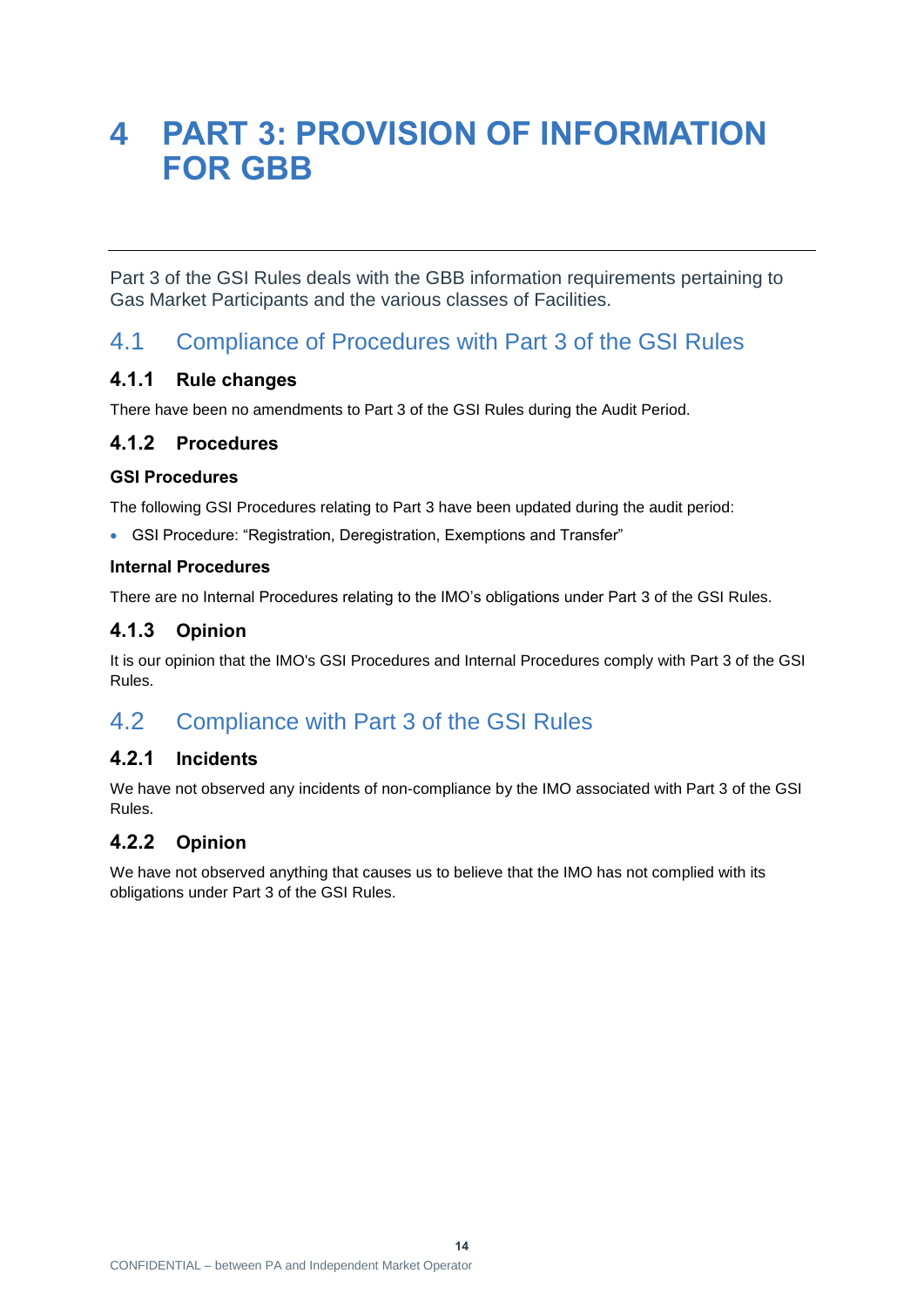# 4 PART 3: PROVISION OF INFORMATION FOR GBB

Part 3 of the GSI Rules deals with the GBB information requirements pertaining to Gas Market Participants and the various classes of Facilities.

## 4.1 Compliance of Procedures with Part 3 of the GSI Rules

### 4.1.1 Rule changes

There have been no amendments to Part 3 of the GSI Rules during the Audit Period.

### 4.1.2 Procedures

**GSI Procedures**

The following GSI Procedures relating to Part 3 have been updated during the audit period:

- GSI Procedure: "Registration, Deregistration, Exemptions and Transfer"

**Internal Procedures**

There are no Internal Procedures relating to the IMO's obligations under Part 3 of the GSI Rules.

### 4.1.3 Opinion

It is our opinion that the IMO's GSI Procedures and Internal Procedures comply with Part 3 of the GSI Rules.

## 4.2 Compliance with Part 3 of the GSI Rules

### 4.2.1 Incidents

We have not observed any incidents of non-compliance by the IMO associated with Part 3 of the GSI Rules.

### 4.2.2 Opinion

We have not observed anything that causes us to believe that the IMO has not complied with its obligations under Part 3 of the GSI Rules.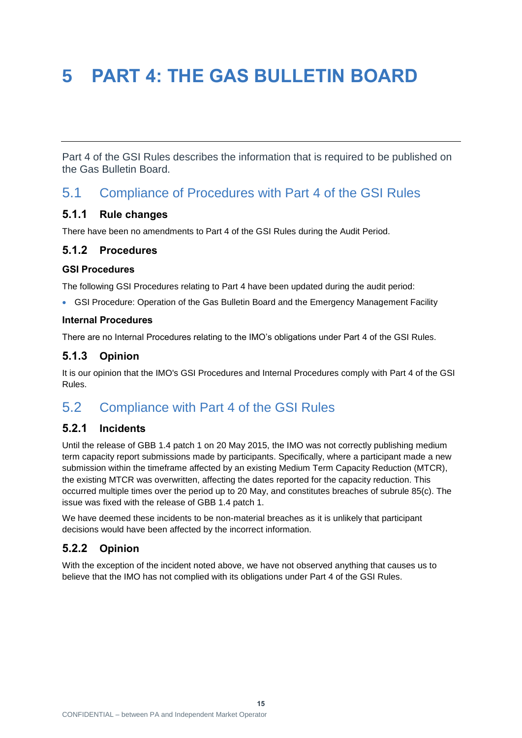# 5 PART 4: THE GAS BULLETIN BOARD

Part 4 of the GSI Rules describes the information that is required to be published on the Gas Bulletin Board.

## 5.1 Compliance of Procedures with Part 4 of the GSI Rules

### 5.1.1 Rule changes

There have been no amendments to Part 4 of the GSI Rules during the Audit Period.

### 5.1.2 Procedures

**GSI Procedures**

The following GSI Procedures relating to Part 4 have been updated during the audit period:

- GSI Procedure: Operation of the Gas Bulletin Board and the Emergency Management Facility

**Internal Procedures**

There are no Internal Procedures relating to the IMO's obligations under Part 4 of the GSI Rules.

### 5.1.3 Opinion

It is our opinion that the IMO's GSI Procedures and Internal Procedures comply with Part 4 of the GSI Rules.

## 5.2 Compliance with Part 4 of the GSI Rules

### 5.2.1 Incidents

Until the release of GBB 1.4 patch 1 on 20 May 2015, the IMO was not correctly publishing medium term capacity report submissions made by participants. Specifically, where a participant made a new submission within the timeframe affected by an existing Medium Term Capacity Reduction (MTCR), the existing MTCR was overwritten, affecting the dates reported for the capacity reduction. This occurred multiple times over the period up to 20 May, and constitutes breaches of subrule 85(c). The issue was fixed with the release of GBB 1.4 patch 1.

We have deemed these incidents to be non-material breaches as it is unlikely that participant decisions would have been affected by the incorrect information.

### 5.2.2 Opinion

With the exception of the incident noted above, we have not observed anything that causes us to believe that the IMO has not complied with its obligations under Part 4 of the GSI Rules.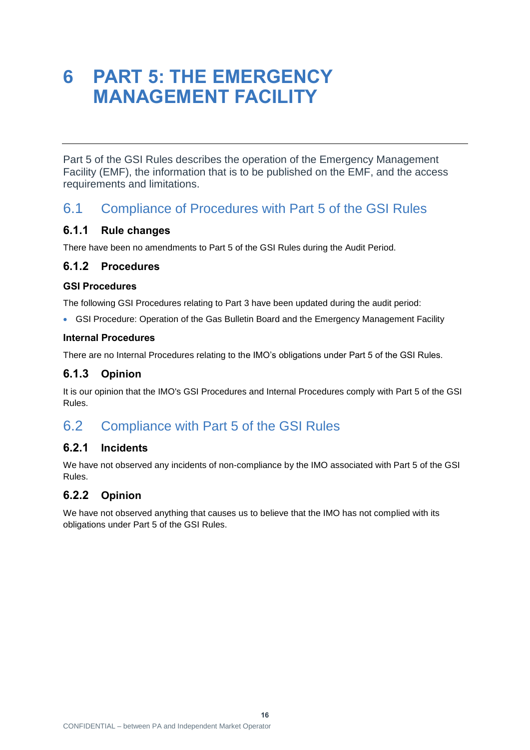# 6 PART 5: THE EMERGENCY MANAGEMENT FACILITY

Part 5 of the GSI Rules describes the operation of the Emergency Management Facility (EMF), the information that is to be published on the EMF, and the access requirements and limitations.

## 6.1 Compliance of Procedures with Part 5 of the GSI Rules

### 6.1.1 Rule changes

There have been no amendments to Part 5 of the GSI Rules during the Audit Period.

### 6.1.2 Procedures

**GSI Procedures**

The following GSI Procedures relating to Part 3 have been updated during the audit period:

- GSI Procedure: Operation of the Gas Bulletin Board and the Emergency Management Facility

**Internal Procedures**

There are no Internal Procedures relating to the IMO's obligations under Part 5 of the GSI Rules.

### 6.1.3 Opinion

It is our opinion that the IMO's GSI Procedures and Internal Procedures comply with Part 5 of the GSI Rules.

## 6.2 Compliance with Part 5 of the GSI Rules

### 6.2.1 Incidents

We have not observed any incidents of non-compliance by the IMO associated with Part 5 of the GSI Rules.

### 6.2.2 Opinion

We have not observed anything that causes us to believe that the IMO has not complied with its obligations under Part 5 of the GSI Rules.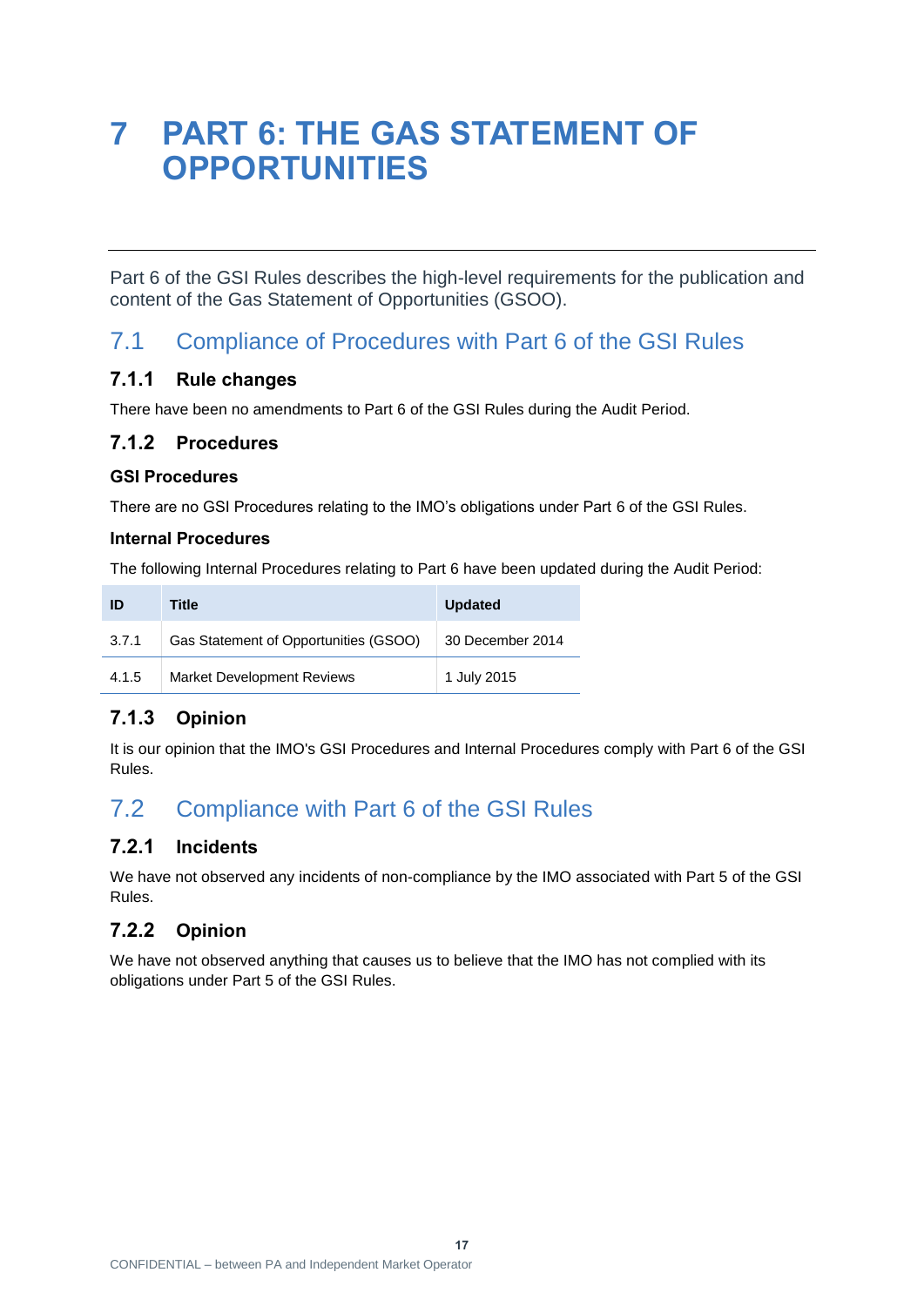# 7 PART 6: THE GAS STATEMENT OF OPPORTUNITIES

Part 6 of the GSI Rules describes the high-level requirements for the publication and content of the Gas Statement of Opportunities (GSOO).

## 7.1 Compliance of Procedures with Part 6 of the GSI Rules

### 7.1.1 Rule changes

There have been no amendments to Part 6 of the GSI Rules during the Audit Period.

### 7.1.2 Procedures

**GSI Procedures**

There are no GSI Procedures relating to the IMO's obligations under Part 6 of the GSI Rules.

**Internal Procedures**

The following Internal Procedures relating to Part 6 have been updated during the Audit Period:

| ID | Title | Updated |
|---|---|---|
| 3.7.1 | Gas Statement of Opportunities (GSOO) | 30 December 2014 |
| 4.1.5 | Market Development Reviews | 1 July 2015 |

### 7.1.3 Opinion

It is our opinion that the IMO's GSI Procedures and Internal Procedures comply with Part 6 of the GSI Rules.

## 7.2 Compliance with Part 6 of the GSI Rules

### 7.2.1 Incidents

We have not observed any incidents of non-compliance by the IMO associated with Part 5 of the GSI Rules.

### 7.2.2 Opinion

We have not observed anything that causes us to believe that the IMO has not complied with its obligations under Part 5 of the GSI Rules.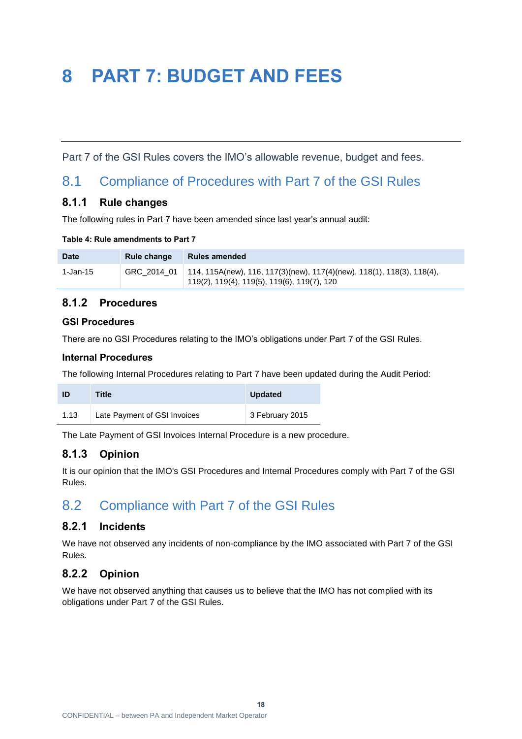# 8 PART 7: BUDGET AND FEES

Part 7 of the GSI Rules covers the IMO's allowable revenue, budget and fees.

## 8.1 Compliance of Procedures with Part 7 of the GSI Rules

### 8.1.1 Rule changes

The following rules in Part 7 have been amended since last year's annual audit:

**Table 4: Rule amendments to Part 7**

| Date | Rule change | Rules amended |
|---|---|---|
| 1-Jan-15 | GRC_2014_01 | 114, 115A(new), 116, 117(3)(new), 117(4)(new), 118(1), 118(3), 118(4), 119(2), 119(4), 119(5), 119(6), 119(7), 120 |

### 8.1.2 Procedures

#### GSI Procedures

There are no GSI Procedures relating to the IMO's obligations under Part 7 of the GSI Rules.

#### Internal Procedures

The following Internal Procedures relating to Part 7 have been updated during the Audit Period:

| ID | Title | Updated |
|---|---|---|
| 1.13 | Late Payment of GSI Invoices | 3 February 2015 |

The Late Payment of GSI Invoices Internal Procedure is a new procedure.

### 8.1.3 Opinion

It is our opinion that the IMO's GSI Procedures and Internal Procedures comply with Part 7 of the GSI Rules.

## 8.2 Compliance with Part 7 of the GSI Rules

### 8.2.1 Incidents

We have not observed any incidents of non-compliance by the IMO associated with Part 7 of the GSI Rules.

### 8.2.2 Opinion

We have not observed anything that causes us to believe that the IMO has not complied with its obligations under Part 7 of the GSI Rules.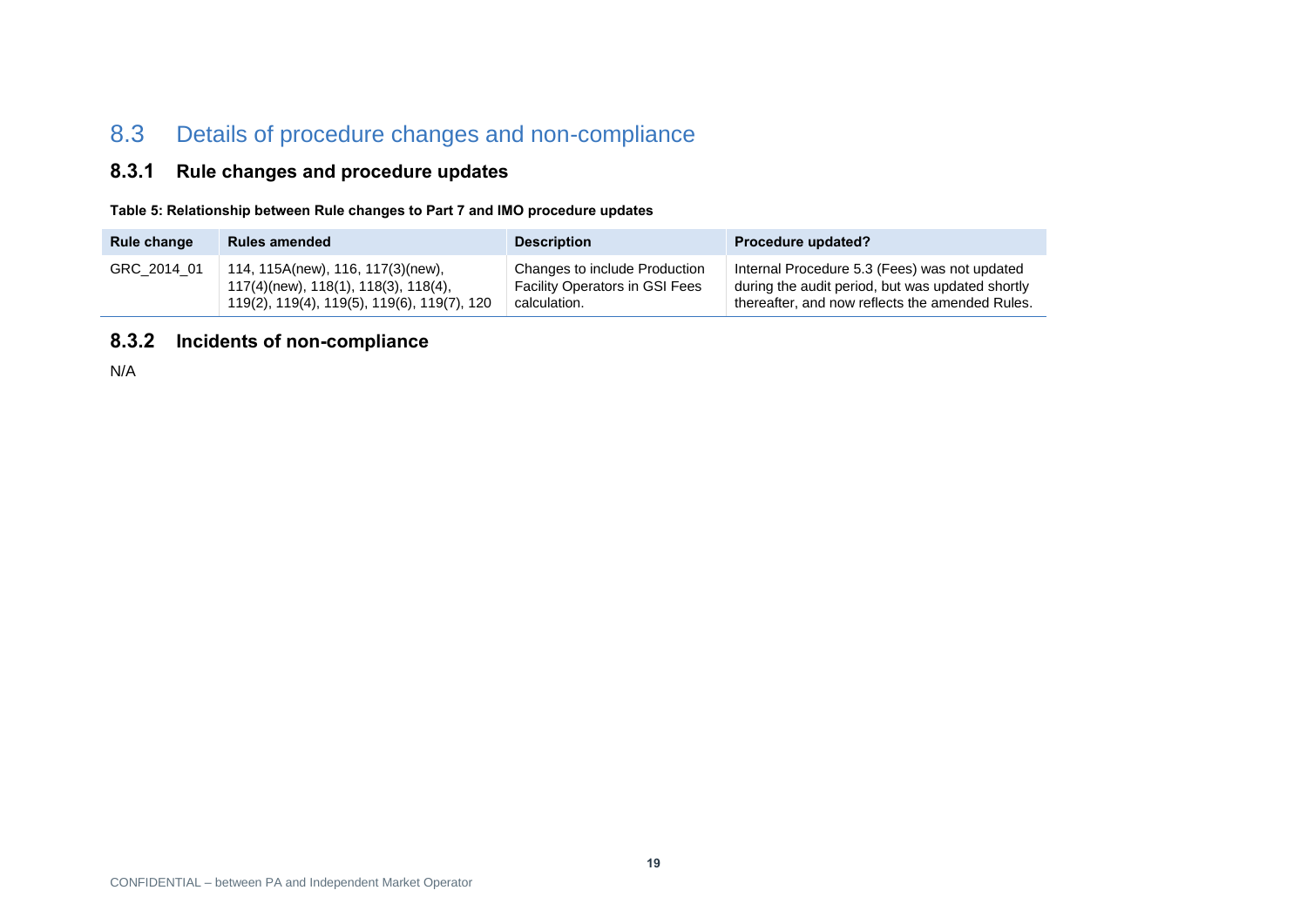## 8.3 Details of procedure changes and non-compliance

### 8.3.1 Rule changes and procedure updates

**Table 5: Relationship between Rule changes to Part 7 and IMO procedure updates**

| Rule change | Rules amended | Description | Procedure updated? |
|---|---|---|---|
| GRC_2014_01 | 114, 115A(new), 116, 117(3)(new), 117(4)(new), 118(1), 118(3), 118(4), 119(2), 119(4), 119(5), 119(6), 119(7), 120 | Changes to include Production Facility Operators in GSI Fees calculation. | Internal Procedure 5.3 (Fees) was not updated during the audit period, but was updated shortly thereafter, and now reflects the amended Rules. |

### 8.3.2 Incidents of non-compliance

N/A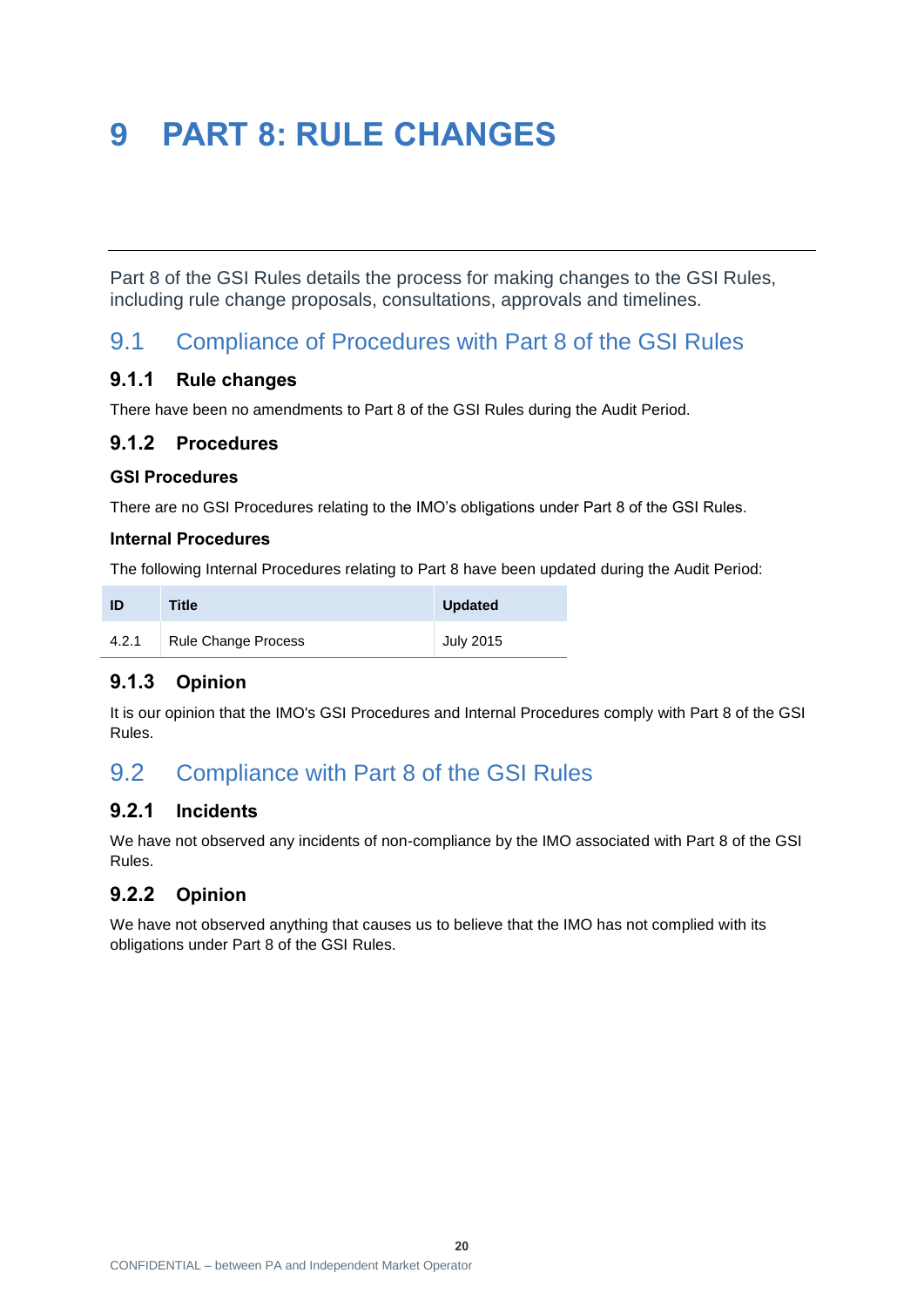# 9 PART 8: RULE CHANGES

Part 8 of the GSI Rules details the process for making changes to the GSI Rules, including rule change proposals, consultations, approvals and timelines.

## 9.1 Compliance of Procedures with Part 8 of the GSI Rules

### 9.1.1 Rule changes

There have been no amendments to Part 8 of the GSI Rules during the Audit Period.

### 9.1.2 Procedures

**GSI Procedures**

There are no GSI Procedures relating to the IMO's obligations under Part 8 of the GSI Rules.

**Internal Procedures**

The following Internal Procedures relating to Part 8 have been updated during the Audit Period:

| ID | Title | Updated |
|---|---|---|
| 4.2.1 | Rule Change Process | July 2015 |

### 9.1.3 Opinion

It is our opinion that the IMO's GSI Procedures and Internal Procedures comply with Part 8 of the GSI Rules.

## 9.2 Compliance with Part 8 of the GSI Rules

### 9.2.1 Incidents

We have not observed any incidents of non-compliance by the IMO associated with Part 8 of the GSI Rules.

### 9.2.2 Opinion

We have not observed anything that causes us to believe that the IMO has not complied with its obligations under Part 8 of the GSI Rules.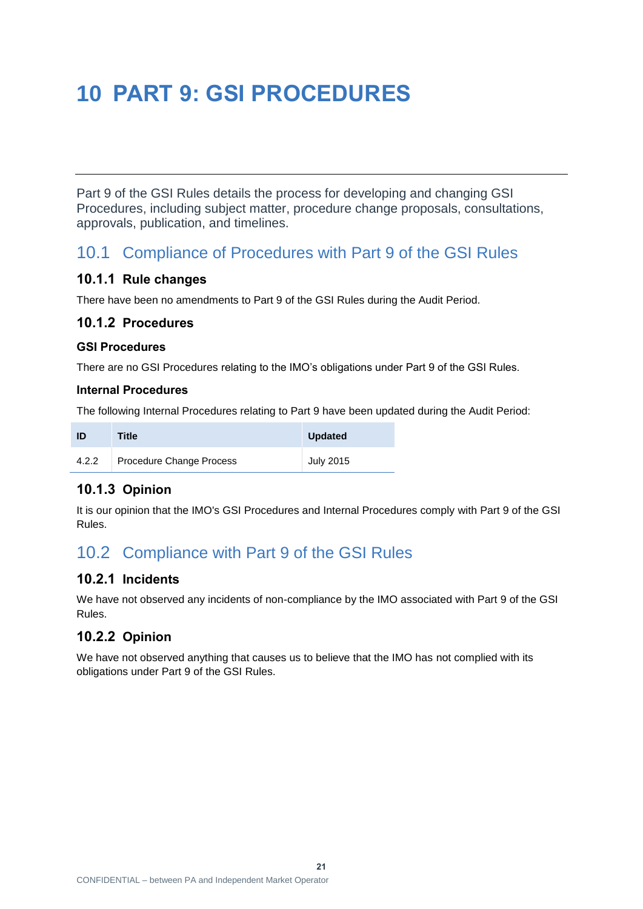# 10 PART 9: GSI PROCEDURES

Part 9 of the GSI Rules details the process for developing and changing GSI Procedures, including subject matter, procedure change proposals, consultations, approvals, publication, and timelines.

## 10.1 Compliance of Procedures with Part 9 of the GSI Rules

### 10.1.1 Rule changes

There have been no amendments to Part 9 of the GSI Rules during the Audit Period.

### 10.1.2 Procedures

#### GSI Procedures

There are no GSI Procedures relating to the IMO's obligations under Part 9 of the GSI Rules.

#### Internal Procedures

The following Internal Procedures relating to Part 9 have been updated during the Audit Period:

| ID | Title | Updated |
|---|---|---|
| 4.2.2 | Procedure Change Process | July 2015 |

### 10.1.3 Opinion

It is our opinion that the IMO's GSI Procedures and Internal Procedures comply with Part 9 of the GSI Rules.

## 10.2 Compliance with Part 9 of the GSI Rules

### 10.2.1 Incidents

We have not observed any incidents of non-compliance by the IMO associated with Part 9 of the GSI Rules.

### 10.2.2 Opinion

We have not observed anything that causes us to believe that the IMO has not complied with its obligations under Part 9 of the GSI Rules.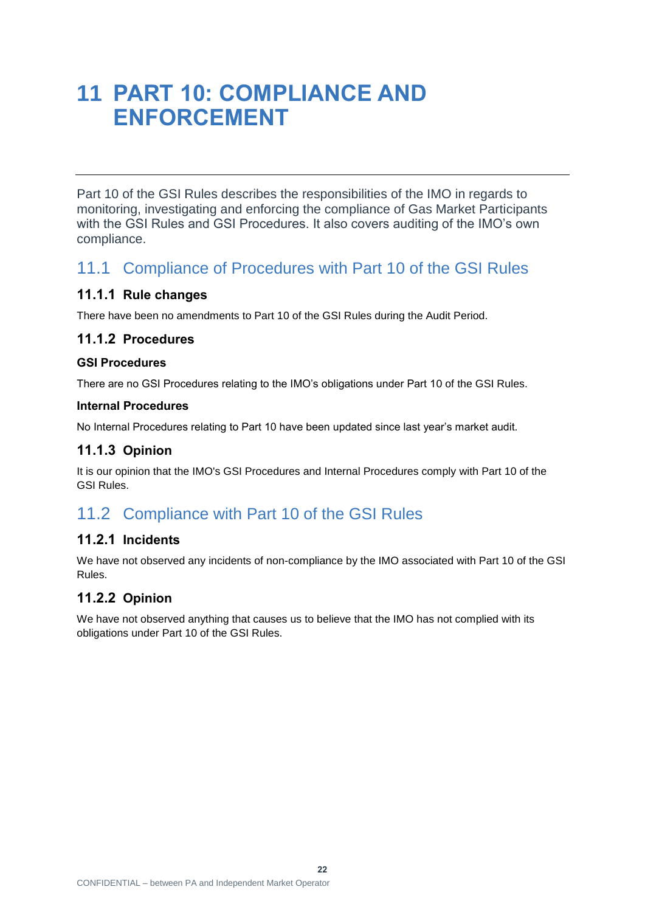# 11 PART 10: COMPLIANCE AND ENFORCEMENT

Part 10 of the GSI Rules describes the responsibilities of the IMO in regards to monitoring, investigating and enforcing the compliance of Gas Market Participants with the GSI Rules and GSI Procedures. It also covers auditing of the IMO's own compliance.

## 11.1 Compliance of Procedures with Part 10 of the GSI Rules

### 11.1.1 Rule changes

There have been no amendments to Part 10 of the GSI Rules during the Audit Period.

### 11.1.2 Procedures

**GSI Procedures**

There are no GSI Procedures relating to the IMO's obligations under Part 10 of the GSI Rules.

**Internal Procedures**

No Internal Procedures relating to Part 10 have been updated since last year's market audit.

### 11.1.3 Opinion

It is our opinion that the IMO's GSI Procedures and Internal Procedures comply with Part 10 of the GSI Rules.

## 11.2 Compliance with Part 10 of the GSI Rules

### 11.2.1 Incidents

We have not observed any incidents of non-compliance by the IMO associated with Part 10 of the GSI Rules.

### 11.2.2 Opinion

We have not observed anything that causes us to believe that the IMO has not complied with its obligations under Part 10 of the GSI Rules.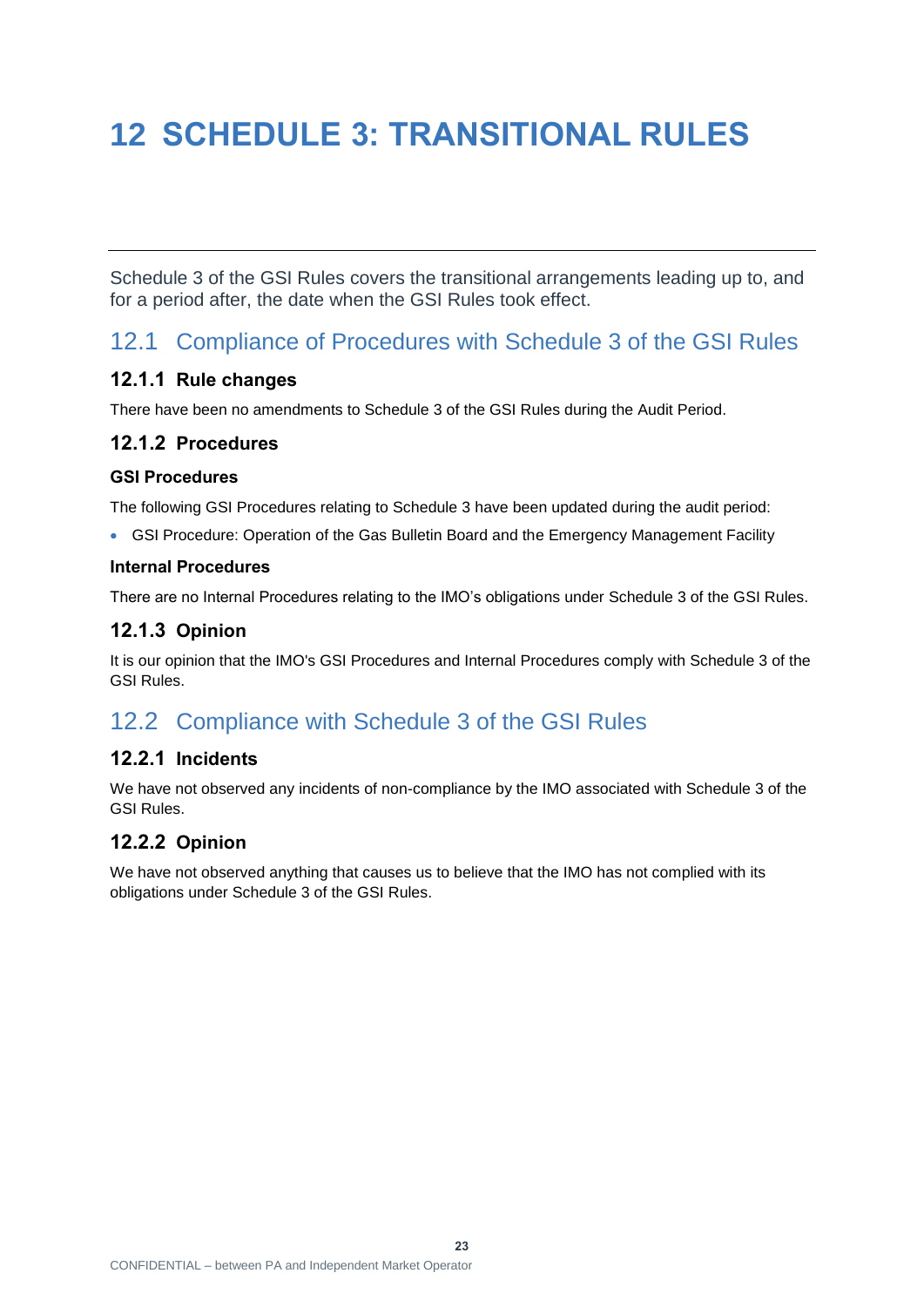# 12 SCHEDULE 3: TRANSITIONAL RULES

Schedule 3 of the GSI Rules covers the transitional arrangements leading up to, and for a period after, the date when the GSI Rules took effect.

## 12.1 Compliance of Procedures with Schedule 3 of the GSI Rules

### 12.1.1 Rule changes

There have been no amendments to Schedule 3 of the GSI Rules during the Audit Period.

### 12.1.2 Procedures

**GSI Procedures**

The following GSI Procedures relating to Schedule 3 have been updated during the audit period:

- GSI Procedure: Operation of the Gas Bulletin Board and the Emergency Management Facility

**Internal Procedures**

There are no Internal Procedures relating to the IMO's obligations under Schedule 3 of the GSI Rules.

### 12.1.3 Opinion

It is our opinion that the IMO's GSI Procedures and Internal Procedures comply with Schedule 3 of the GSI Rules.

## 12.2 Compliance with Schedule 3 of the GSI Rules

### 12.2.1 Incidents

We have not observed any incidents of non-compliance by the IMO associated with Schedule 3 of the GSI Rules.

### 12.2.2 Opinion

We have not observed anything that causes us to believe that the IMO has not complied with its obligations under Schedule 3 of the GSI Rules.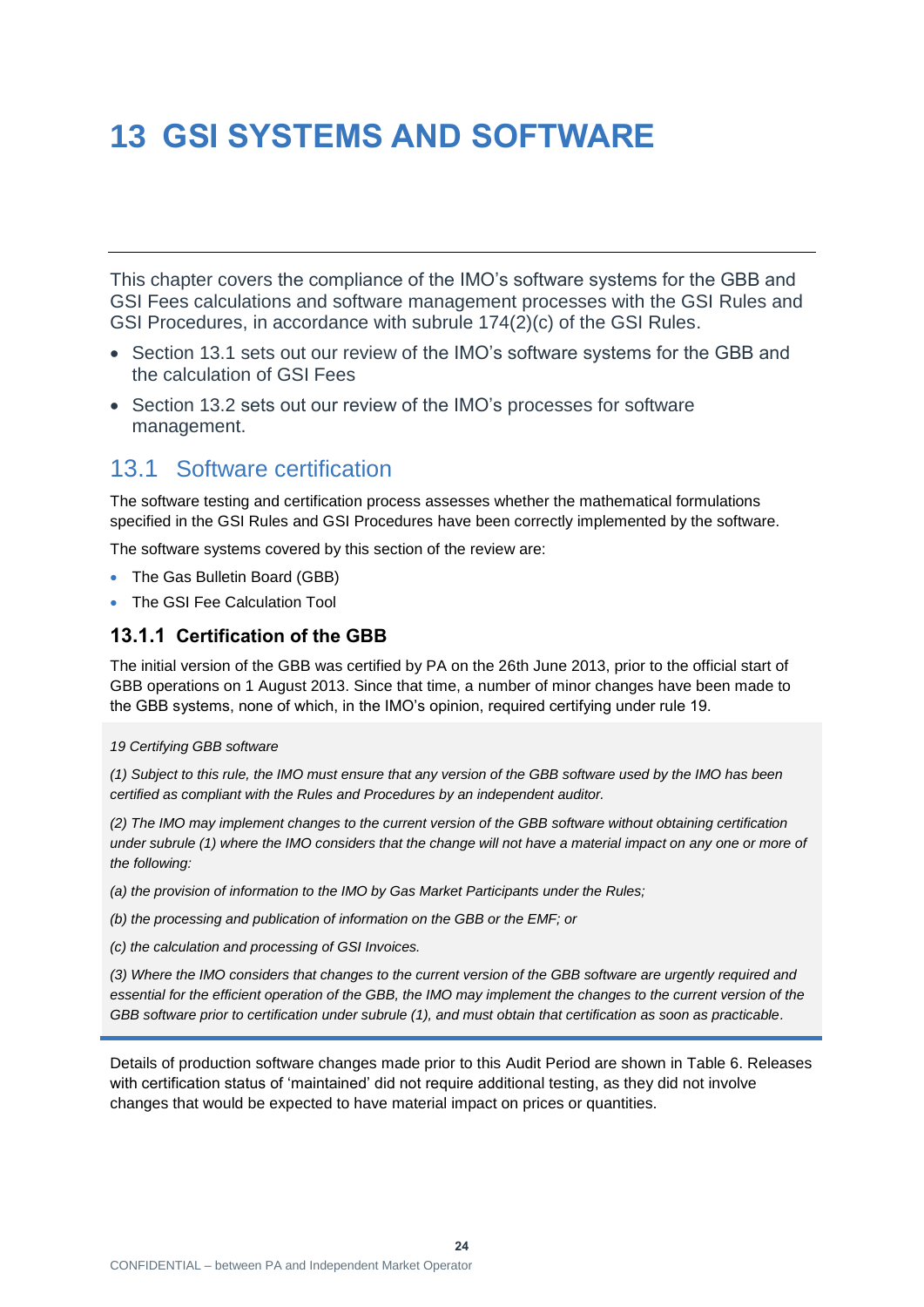# 13 GSI SYSTEMS AND SOFTWARE

This chapter covers the compliance of the IMO's software systems for the GBB and GSI Fees calculations and software management processes with the GSI Rules and GSI Procedures, in accordance with subrule 174(2)(c) of the GSI Rules.

- Section 13.1 sets out our review of the IMO's software systems for the GBB and the calculation of GSI Fees
- Section 13.2 sets out our review of the IMO's processes for software management.

## 13.1 Software certification

The software testing and certification process assesses whether the mathematical formulations specified in the GSI Rules and GSI Procedures have been correctly implemented by the software.

The software systems covered by this section of the review are:

- The Gas Bulletin Board (GBB)
- The GSI Fee Calculation Tool

### 13.1.1 Certification of the GBB

The initial version of the GBB was certified by PA on the 26th June 2013, prior to the official start of GBB operations on 1 August 2013. Since that time, a number of minor changes have been made to the GBB systems, none of which, in the IMO's opinion, required certifying under rule 19.

> *19 Certifying GBB software*
>
> *(1) Subject to this rule, the IMO must ensure that any version of the GBB software used by the IMO has been certified as compliant with the Rules and Procedures by an independent auditor.*
>
> *(2) The IMO may implement changes to the current version of the GBB software without obtaining certification under subrule (1) where the IMO considers that the change will not have a material impact on any one or more of the following:*
>
> *(a) the provision of information to the IMO by Gas Market Participants under the Rules;*
>
> *(b) the processing and publication of information on the GBB or the EMF; or*
>
> *(c) the calculation and processing of GSI Invoices.*
>
> *(3) Where the IMO considers that changes to the current version of the GBB software are urgently required and essential for the efficient operation of the GBB, the IMO may implement the changes to the current version of the GBB software prior to certification under subrule (1), and must obtain that certification as soon as practicable.*

Details of production software changes made prior to this Audit Period are shown in Table 6. Releases with certification status of 'maintained' did not require additional testing, as they did not involve changes that would be expected to have material impact on prices or quantities.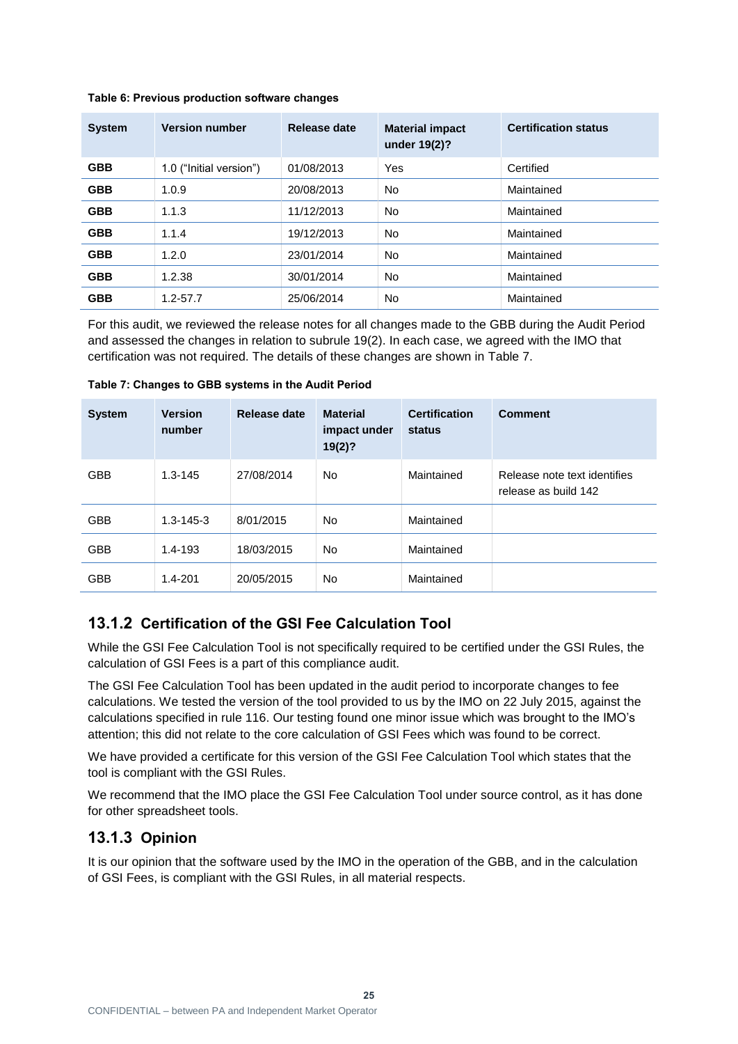**Table 6: Previous production software changes**

| System | Version number | Release date | Material impact under 19(2)? | Certification status |
|---|---|---|---|---|
| **GBB** | 1.0 ("Initial version") | 01/08/2013 | Yes | Certified |
| **GBB** | 1.0.9 | 20/08/2013 | No | Maintained |
| **GBB** | 1.1.3 | 11/12/2013 | No | Maintained |
| **GBB** | 1.1.4 | 19/12/2013 | No | Maintained |
| **GBB** | 1.2.0 | 23/01/2014 | No | Maintained |
| **GBB** | 1.2.38 | 30/01/2014 | No | Maintained |
| **GBB** | 1.2-57.7 | 25/06/2014 | No | Maintained |

For this audit, we reviewed the release notes for all changes made to the GBB during the Audit Period and assessed the changes in relation to subrule 19(2). In each case, we agreed with the IMO that certification was not required. The details of these changes are shown in Table 7.

**Table 7: Changes to GBB systems in the Audit Period**

| System | Version number | Release date | Material impact under 19(2)? | Certification status | Comment |
|---|---|---|---|---|---|
| GBB | 1.3-145 | 27/08/2014 | No | Maintained | Release note text identifies release as build 142 |
| GBB | 1.3-145-3 | 8/01/2015 | No | Maintained | |
| GBB | 1.4-193 | 18/03/2015 | No | Maintained | |
| GBB | 1.4-201 | 20/05/2015 | No | Maintained | |

### 13.1.2 Certification of the GSI Fee Calculation Tool

While the GSI Fee Calculation Tool is not specifically required to be certified under the GSI Rules, the calculation of GSI Fees is a part of this compliance audit.

The GSI Fee Calculation Tool has been updated in the audit period to incorporate changes to fee calculations. We tested the version of the tool provided to us by the IMO on 22 July 2015, against the calculations specified in rule 116. Our testing found one minor issue which was brought to the IMO's attention; this did not relate to the core calculation of GSI Fees which was found to be correct.

We have provided a certificate for this version of the GSI Fee Calculation Tool which states that the tool is compliant with the GSI Rules.

We recommend that the IMO place the GSI Fee Calculation Tool under source control, as it has done for other spreadsheet tools.

### 13.1.3 Opinion

It is our opinion that the software used by the IMO in the operation of the GBB, and in the calculation of GSI Fees, is compliant with the GSI Rules, in all material respects.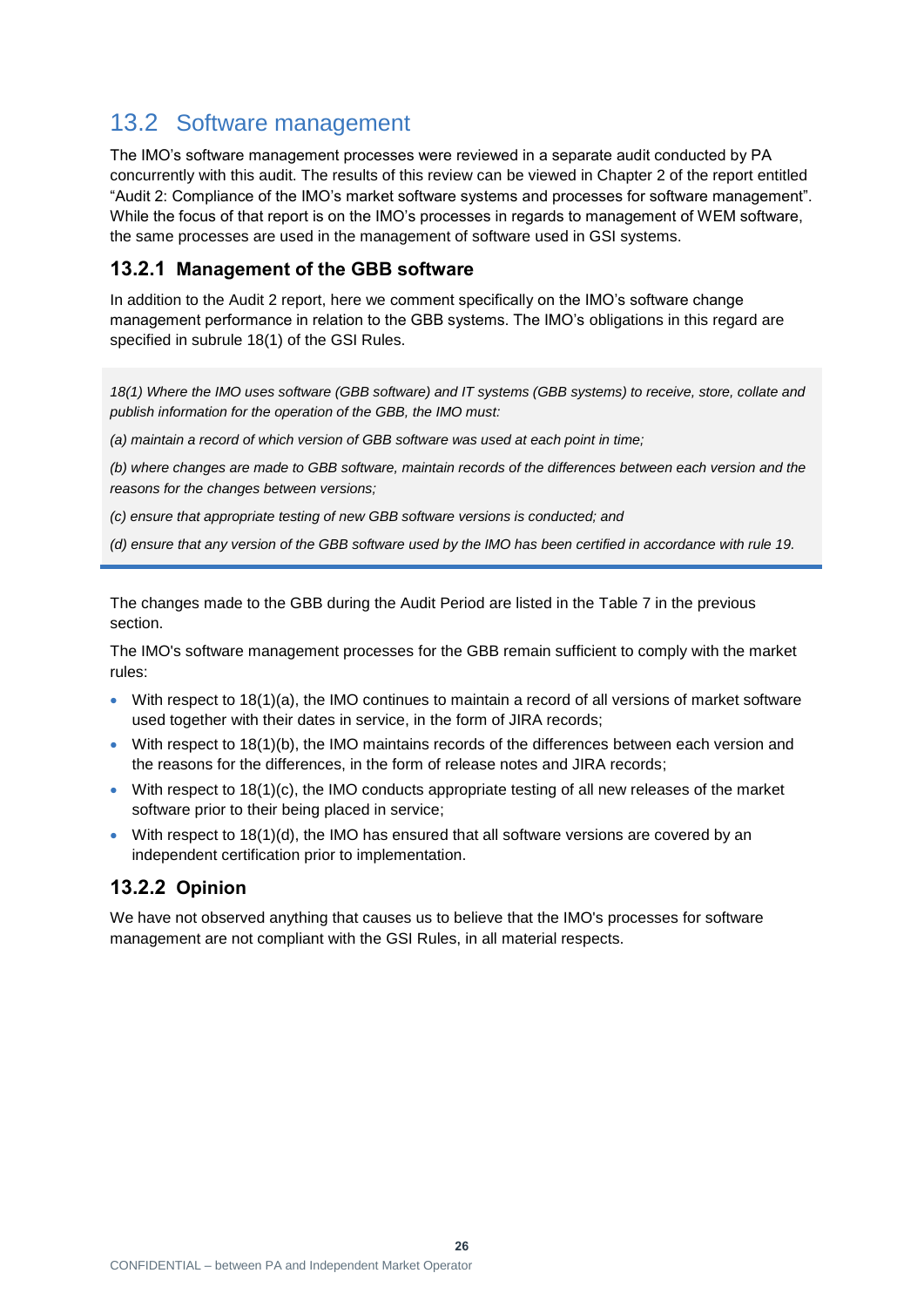## 13.2 Software management

The IMO's software management processes were reviewed in a separate audit conducted by PA concurrently with this audit. The results of this review can be viewed in Chapter 2 of the report entitled "Audit 2: Compliance of the IMO's market software systems and processes for software management". While the focus of that report is on the IMO's processes in regards to management of WEM software, the same processes are used in the management of software used in GSI systems.

### 13.2.1 Management of the GBB software

In addition to the Audit 2 report, here we comment specifically on the IMO's software change management performance in relation to the GBB systems. The IMO's obligations in this regard are specified in subrule 18(1) of the GSI Rules.

> *18(1) Where the IMO uses software (GBB software) and IT systems (GBB systems) to receive, store, collate and publish information for the operation of the GBB, the IMO must:*
>
> *(a) maintain a record of which version of GBB software was used at each point in time;*
>
> *(b) where changes are made to GBB software, maintain records of the differences between each version and the reasons for the changes between versions;*
>
> *(c) ensure that appropriate testing of new GBB software versions is conducted; and*
>
> *(d) ensure that any version of the GBB software used by the IMO has been certified in accordance with rule 19.*

The changes made to the GBB during the Audit Period are listed in the Table 7 in the previous section.

The IMO's software management processes for the GBB remain sufficient to comply with the market rules:

- With respect to 18(1)(a), the IMO continues to maintain a record of all versions of market software used together with their dates in service, in the form of JIRA records;
- With respect to 18(1)(b), the IMO maintains records of the differences between each version and the reasons for the differences, in the form of release notes and JIRA records;
- With respect to 18(1)(c), the IMO conducts appropriate testing of all new releases of the market software prior to their being placed in service;
- With respect to 18(1)(d), the IMO has ensured that all software versions are covered by an independent certification prior to implementation.

### 13.2.2 Opinion

We have not observed anything that causes us to believe that the IMO's processes for software management are not compliant with the GSI Rules, in all material respects.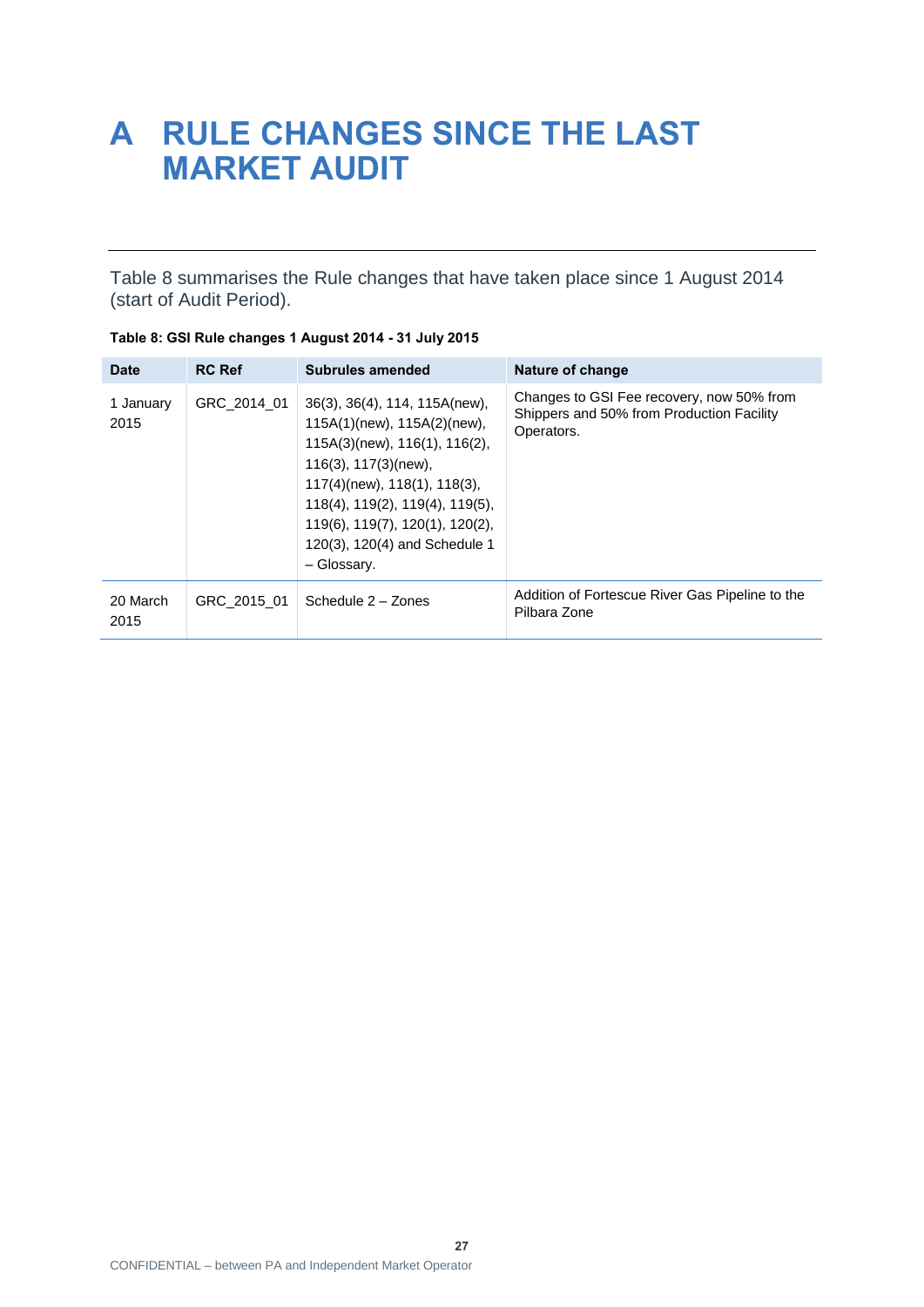# A RULE CHANGES SINCE THE LAST MARKET AUDIT

Table 8 summarises the Rule changes that have taken place since 1 August 2014 (start of Audit Period).

**Table 8: GSI Rule changes 1 August 2014 - 31 July 2015**

| Date | RC Ref | Subrules amended | Nature of change |
|---|---|---|---|
| 1 January 2015 | GRC_2014_01 | 36(3), 36(4), 114, 115A(new), 115A(1)(new), 115A(2)(new), 115A(3)(new), 116(1), 116(2), 116(3), 117(3)(new), 117(4)(new), 118(1), 118(3), 118(4), 119(2), 119(4), 119(5), 119(6), 119(7), 120(1), 120(2), 120(3), 120(4) and Schedule 1 – Glossary. | Changes to GSI Fee recovery, now 50% from Shippers and 50% from Production Facility Operators. |
| 20 March 2015 | GRC_2015_01 | Schedule 2 – Zones | Addition of Fortescue River Gas Pipeline to the Pilbara Zone |

CONFIDENTIAL – between PA and Independent Market Operator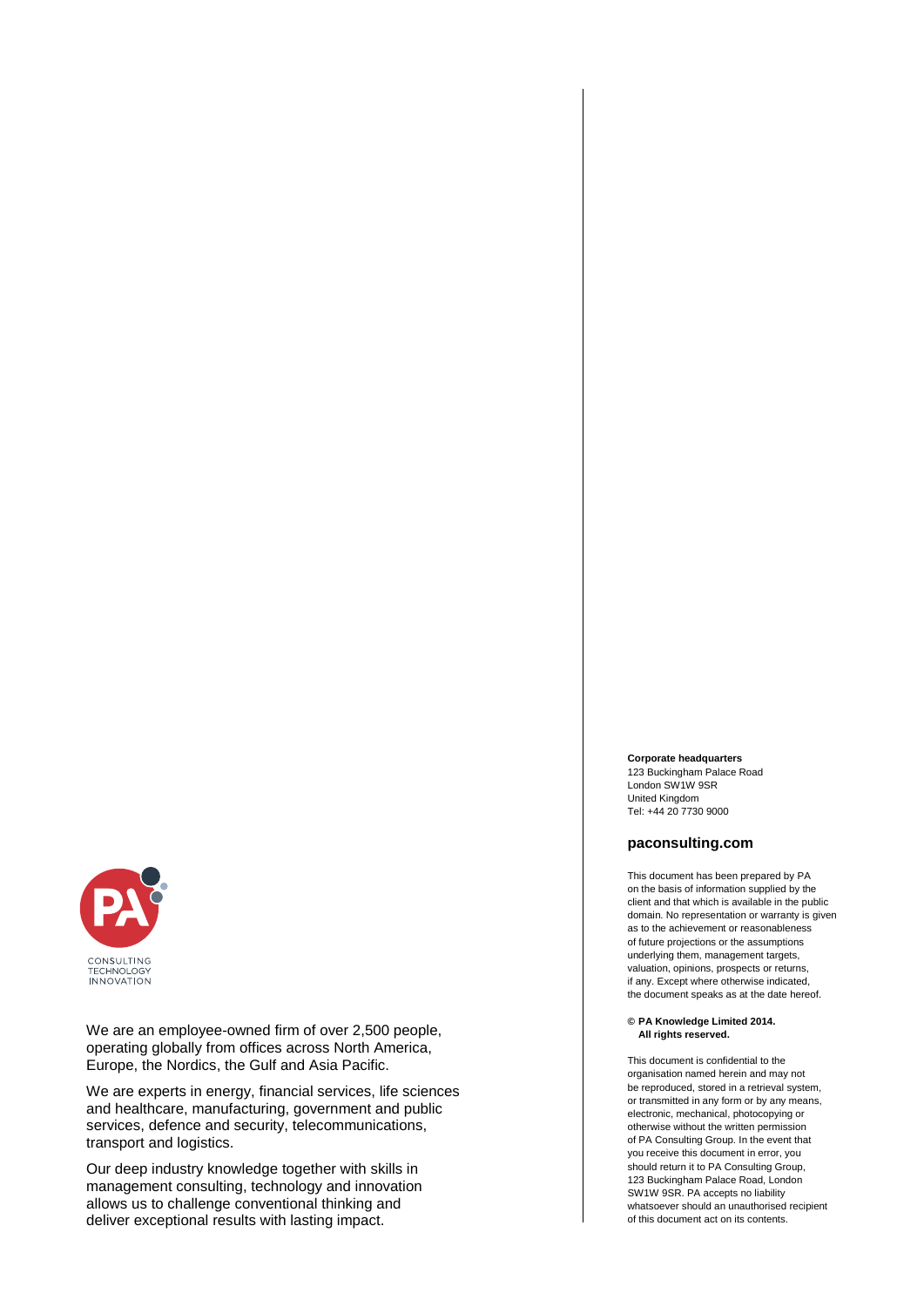CONSULTING
TECHNOLOGY
INNOVATION

We are an employee-owned firm of over 2,500 people, operating globally from offices across North America, Europe, the Nordics, the Gulf and Asia Pacific.

We are experts in energy, financial services, life sciences and healthcare, manufacturing, government and public services, defence and security, telecommunications, transport and logistics.

Our deep industry knowledge together with skills in management consulting, technology and innovation allows us to challenge conventional thinking and deliver exceptional results with lasting impact.

**Corporate headquarters**
123 Buckingham Palace Road
London SW1W 9SR
United Kingdom
Tel: +44 20 7730 9000

**paconsulting.com**

This document has been prepared by PA on the basis of information supplied by the client and that which is available in the public domain. No representation or warranty is given as to the achievement or reasonableness of future projections or the assumptions underlying them, management targets, valuation, opinions, prospects or returns, if any. Except where otherwise indicated, the document speaks as at the date hereof.

**© PA Knowledge Limited 2014.**
**All rights reserved.**

This document is confidential to the organisation named herein and may not be reproduced, stored in a retrieval system, or transmitted in any form or by any means, electronic, mechanical, photocopying or otherwise without the written permission of PA Consulting Group. In the event that you receive this document in error, you should return it to PA Consulting Group, 123 Buckingham Palace Road, London SW1W 9SR. PA accepts no liability whatsoever should an unauthorised recipient of this document act on its contents.